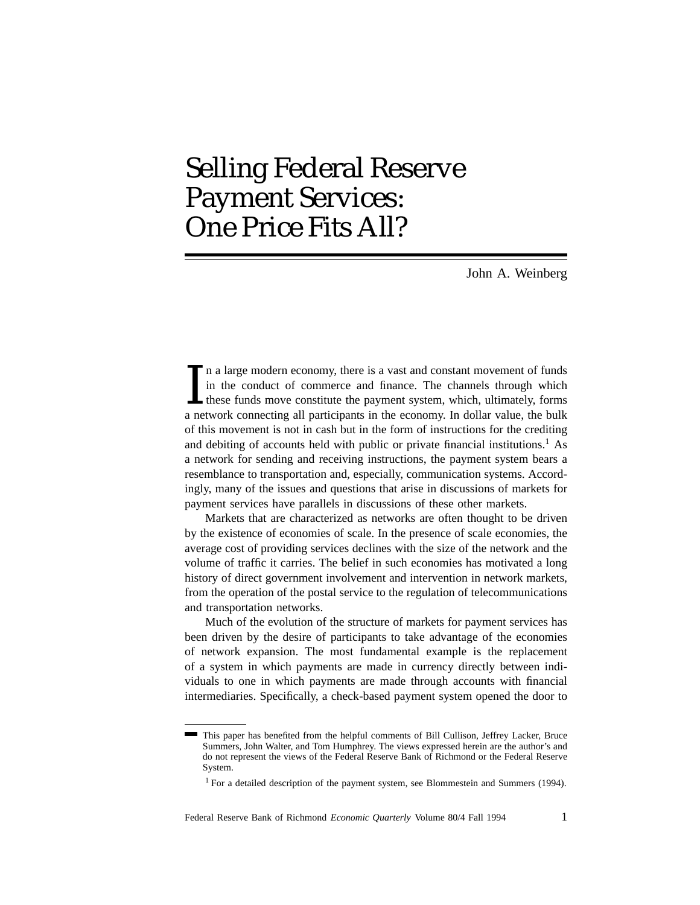# Selling Federal Reserve Payment Services: One Price Fits All?

John A. Weinberg

In a large modern economy, there is a vast and constant movement of funds in the conduct of commerce and finance. The channels through which these funds move constitute the payment system, which, ultimately, forms a network connecting all participants in the economy. In dollar value, the bulk of this movement is not in cash but in the form of instructions for the crediting and debiting of accounts held with public or private financial institutions.[1] As a network for sending and receiving instructions, the payment system bears a resemblance to transportation and, especially, communication systems. Accordingly, many of the issues and questions that arise in discussions of markets for payment services have parallels in discussions of these other markets.

Markets that are characterized as networks are often thought to be driven by the existence of economies of scale. In the presence of scale economies, the average cost of providing services declines with the size of the network and the volume of traffic it carries. The belief in such economies has motivated a long history of direct government involvement and intervention in network markets, from the operation of the postal service to the regulation of telecommunications and transportation networks.

Much of the evolution of the structure of markets for payment services has been driven by the desire of participants to take advantage of the economies of network expansion. The most fundamental example is the replacement of a system in which payments are made in currency directly between individuals to one in which payments are made through accounts with financial intermediaries. Specifically, a check-based payment system opened the door to

---

This paper has benefited from the helpful comments of Bill Cullison, Jeffrey Lacker, Bruce Summers, John Walter, and Tom Humphrey. The views expressed herein are the author's and do not represent the views of the Federal Reserve Bank of Richmond or the Federal Reserve System.

[1] For a detailed description of the payment system, see Blommestein and Summers (1994).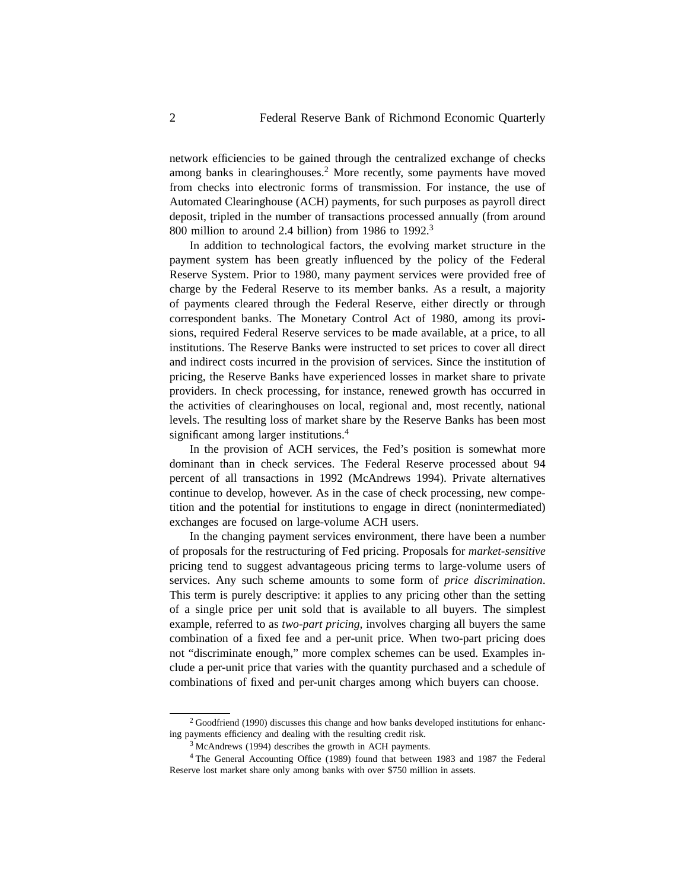network efficiencies to be gained through the centralized exchange of checks among banks in clearinghouses.[2] More recently, some payments have moved from checks into electronic forms of transmission. For instance, the use of Automated Clearinghouse (ACH) payments, for such purposes as payroll direct deposit, tripled in the number of transactions processed annually (from around 800 million to around 2.4 billion) from 1986 to 1992.[3]

In addition to technological factors, the evolving market structure in the payment system has been greatly influenced by the policy of the Federal Reserve System. Prior to 1980, many payment services were provided free of charge by the Federal Reserve to its member banks. As a result, a majority of payments cleared through the Federal Reserve, either directly or through correspondent banks. The Monetary Control Act of 1980, among its provisions, required Federal Reserve services to be made available, at a price, to all institutions. The Reserve Banks were instructed to set prices to cover all direct and indirect costs incurred in the provision of services. Since the institution of pricing, the Reserve Banks have experienced losses in market share to private providers. In check processing, for instance, renewed growth has occurred in the activities of clearinghouses on local, regional and, most recently, national levels. The resulting loss of market share by the Reserve Banks has been most significant among larger institutions.[4]

In the provision of ACH services, the Fed's position is somewhat more dominant than in check services. The Federal Reserve processed about 94 percent of all transactions in 1992 (McAndrews 1994). Private alternatives continue to develop, however. As in the case of check processing, new competition and the potential for institutions to engage in direct (nonintermediated) exchanges are focused on large-volume ACH users.

In the changing payment services environment, there have been a number of proposals for the restructuring of Fed pricing. Proposals for *market-sensitive* pricing tend to suggest advantageous pricing terms to large-volume users of services. Any such scheme amounts to some form of *price discrimination*. This term is purely descriptive: it applies to any pricing other than the setting of a single price per unit sold that is available to all buyers. The simplest example, referred to as *two-part pricing,* involves charging all buyers the same combination of a fixed fee and a per-unit price. When two-part pricing does not "discriminate enough," more complex schemes can be used. Examples include a per-unit price that varies with the quantity purchased and a schedule of combinations of fixed and per-unit charges among which buyers can choose.

---

[2] Goodfriend (1990) discusses this change and how banks developed institutions for enhancing payments efficiency and dealing with the resulting credit risk.

[3] McAndrews (1994) describes the growth in ACH payments.

[4] The General Accounting Office (1989) found that between 1983 and 1987 the Federal Reserve lost market share only among banks with over $750 million in assets.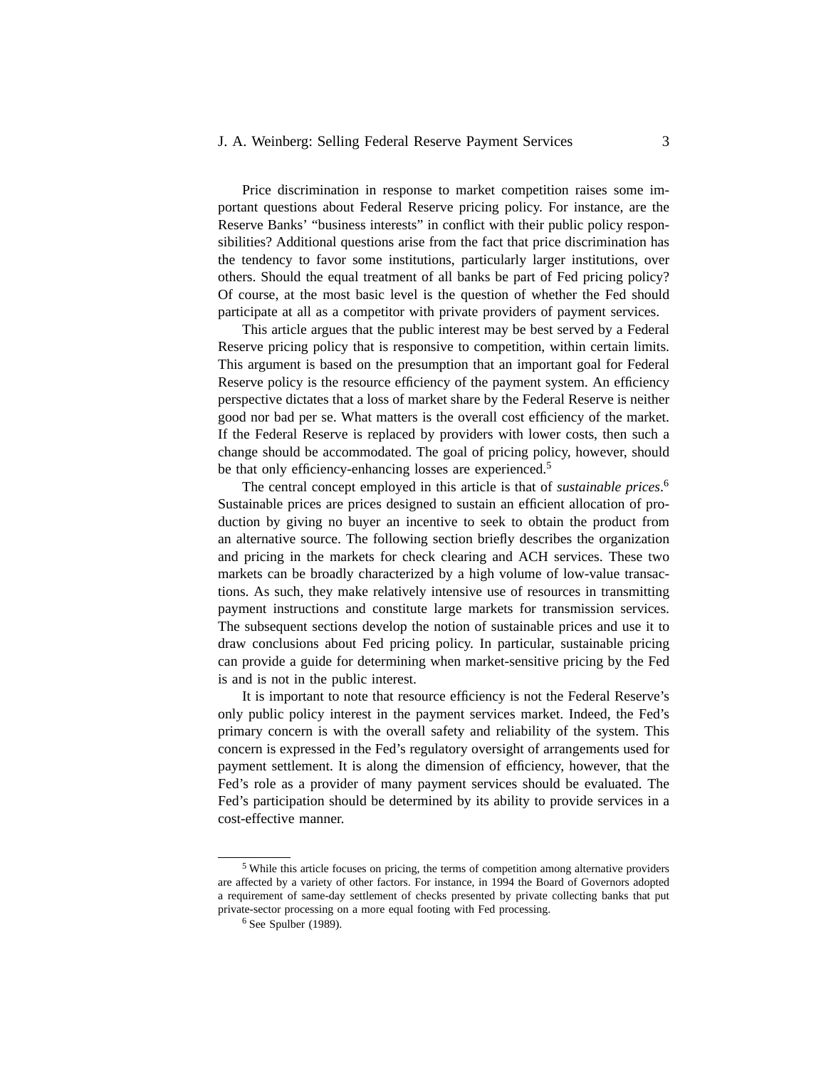Price discrimination in response to market competition raises some important questions about Federal Reserve pricing policy. For instance, are the Reserve Banks' "business interests" in conflict with their public policy responsibilities? Additional questions arise from the fact that price discrimination has the tendency to favor some institutions, particularly larger institutions, over others. Should the equal treatment of all banks be part of Fed pricing policy? Of course, at the most basic level is the question of whether the Fed should participate at all as a competitor with private providers of payment services.

This article argues that the public interest may be best served by a Federal Reserve pricing policy that is responsive to competition, within certain limits. This argument is based on the presumption that an important goal for Federal Reserve policy is the resource efficiency of the payment system. An efficiency perspective dictates that a loss of market share by the Federal Reserve is neither good nor bad per se. What matters is the overall cost efficiency of the market. If the Federal Reserve is replaced by providers with lower costs, then such a change should be accommodated. The goal of pricing policy, however, should be that only efficiency-enhancing losses are experienced.[5]

The central concept employed in this article is that of *sustainable prices*.[6] Sustainable prices are prices designed to sustain an efficient allocation of production by giving no buyer an incentive to seek to obtain the product from an alternative source. The following section briefly describes the organization and pricing in the markets for check clearing and ACH services. These two markets can be broadly characterized by a high volume of low-value transactions. As such, they make relatively intensive use of resources in transmitting payment instructions and constitute large markets for transmission services. The subsequent sections develop the notion of sustainable prices and use it to draw conclusions about Fed pricing policy. In particular, sustainable pricing can provide a guide for determining when market-sensitive pricing by the Fed is and is not in the public interest.

It is important to note that resource efficiency is not the Federal Reserve's only public policy interest in the payment services market. Indeed, the Fed's primary concern is with the overall safety and reliability of the system. This concern is expressed in the Fed's regulatory oversight of arrangements used for payment settlement. It is along the dimension of efficiency, however, that the Fed's role as a provider of many payment services should be evaluated. The Fed's participation should be determined by its ability to provide services in a cost-effective manner.

---

[5] While this article focuses on pricing, the terms of competition among alternative providers are affected by a variety of other factors. For instance, in 1994 the Board of Governors adopted a requirement of same-day settlement of checks presented by private collecting banks that put private-sector processing on a more equal footing with Fed processing.

[6] See Spulber (1989).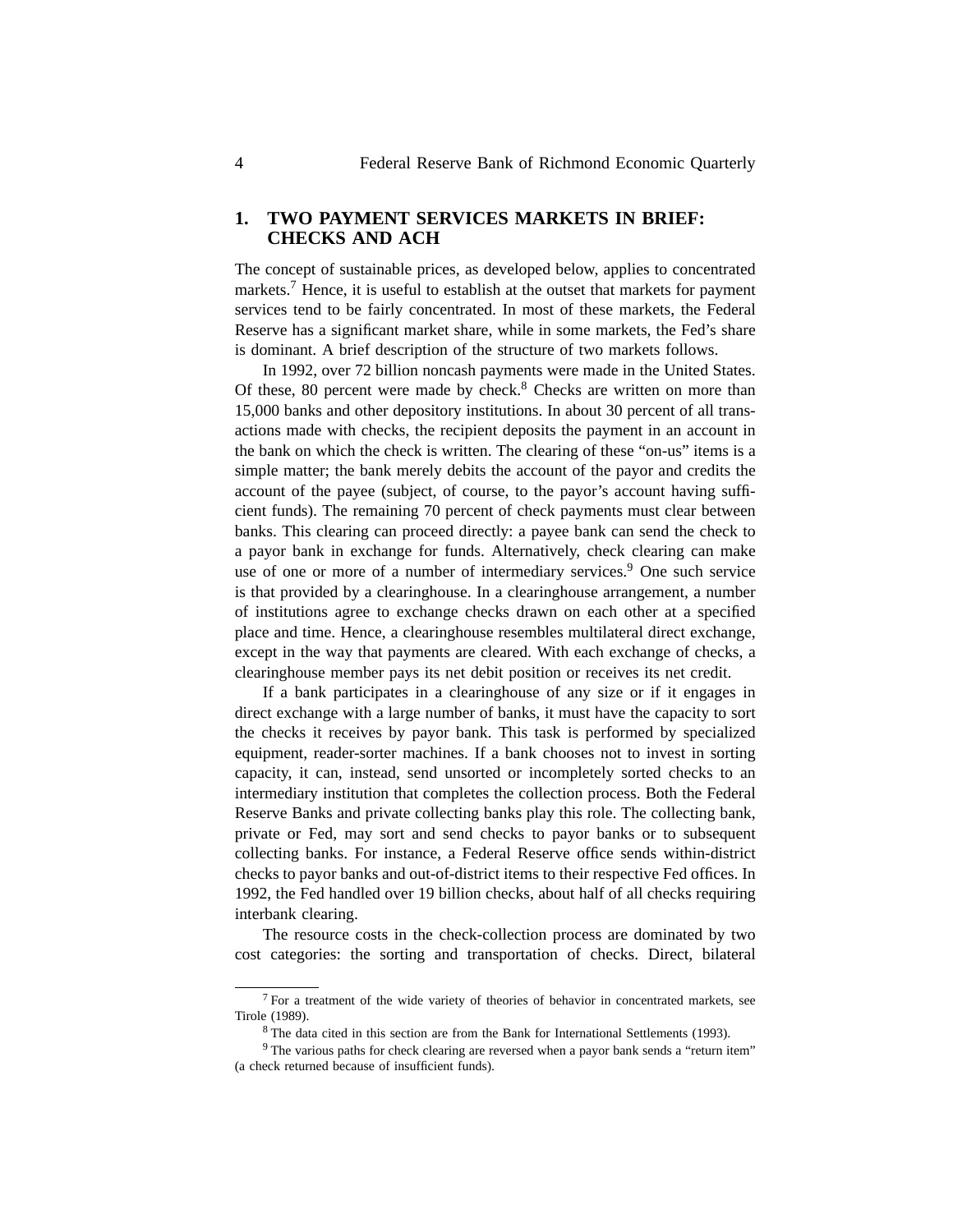## 1. TWO PAYMENT SERVICES MARKETS IN BRIEF: CHECKS AND ACH

The concept of sustainable prices, as developed below, applies to concentrated markets.[7] Hence, it is useful to establish at the outset that markets for payment services tend to be fairly concentrated. In most of these markets, the Federal Reserve has a significant market share, while in some markets, the Fed's share is dominant. A brief description of the structure of two markets follows.

In 1992, over 72 billion noncash payments were made in the United States. Of these, 80 percent were made by check.[8] Checks are written on more than 15,000 banks and other depository institutions. In about 30 percent of all transactions made with checks, the recipient deposits the payment in an account in the bank on which the check is written. The clearing of these "on-us" items is a simple matter; the bank merely debits the account of the payor and credits the account of the payee (subject, of course, to the payor's account having sufficient funds). The remaining 70 percent of check payments must clear between banks. This clearing can proceed directly: a payee bank can send the check to a payor bank in exchange for funds. Alternatively, check clearing can make use of one or more of a number of intermediary services.[9] One such service is that provided by a clearinghouse. In a clearinghouse arrangement, a number of institutions agree to exchange checks drawn on each other at a specified place and time. Hence, a clearinghouse resembles multilateral direct exchange, except in the way that payments are cleared. With each exchange of checks, a clearinghouse member pays its net debit position or receives its net credit.

If a bank participates in a clearinghouse of any size or if it engages in direct exchange with a large number of banks, it must have the capacity to sort the checks it receives by payor bank. This task is performed by specialized equipment, reader-sorter machines. If a bank chooses not to invest in sorting capacity, it can, instead, send unsorted or incompletely sorted checks to an intermediary institution that completes the collection process. Both the Federal Reserve Banks and private collecting banks play this role. The collecting bank, private or Fed, may sort and send checks to payor banks or to subsequent collecting banks. For instance, a Federal Reserve office sends within-district checks to payor banks and out-of-district items to their respective Fed offices. In 1992, the Fed handled over 19 billion checks, about half of all checks requiring interbank clearing.

The resource costs in the check-collection process are dominated by two cost categories: the sorting and transportation of checks. Direct, bilateral

---

[7] For a treatment of the wide variety of theories of behavior in concentrated markets, see Tirole (1989).

[8] The data cited in this section are from the Bank for International Settlements (1993).

[9] The various paths for check clearing are reversed when a payor bank sends a "return item" (a check returned because of insufficient funds).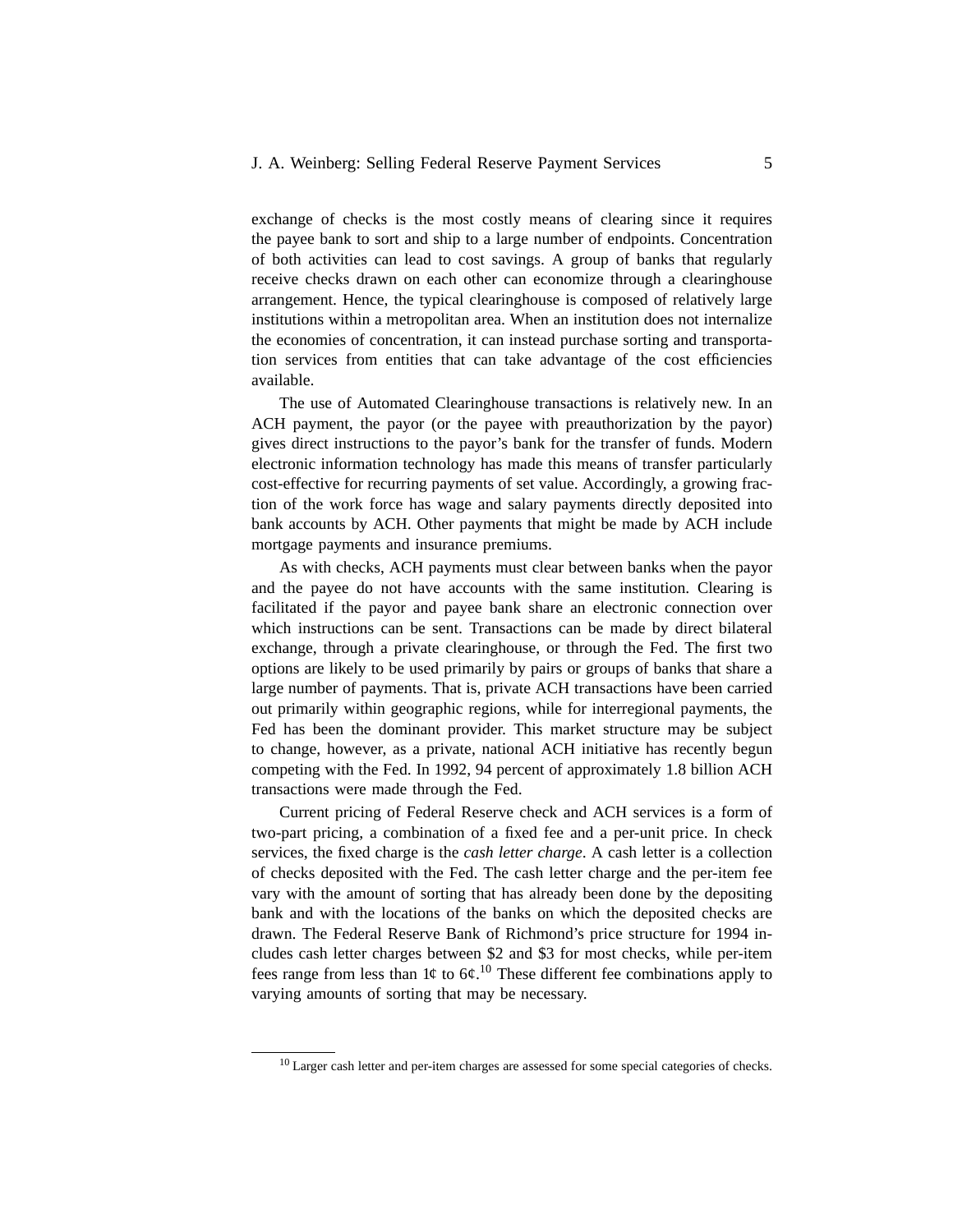exchange of checks is the most costly means of clearing since it requires the payee bank to sort and ship to a large number of endpoints. Concentration of both activities can lead to cost savings. A group of banks that regularly receive checks drawn on each other can economize through a clearinghouse arrangement. Hence, the typical clearinghouse is composed of relatively large institutions within a metropolitan area. When an institution does not internalize the economies of concentration, it can instead purchase sorting and transportation services from entities that can take advantage of the cost efficiencies available.

The use of Automated Clearinghouse transactions is relatively new. In an ACH payment, the payor (or the payee with preauthorization by the payor) gives direct instructions to the payor's bank for the transfer of funds. Modern electronic information technology has made this means of transfer particularly cost-effective for recurring payments of set value. Accordingly, a growing fraction of the work force has wage and salary payments directly deposited into bank accounts by ACH. Other payments that might be made by ACH include mortgage payments and insurance premiums.

As with checks, ACH payments must clear between banks when the payor and the payee do not have accounts with the same institution. Clearing is facilitated if the payor and payee bank share an electronic connection over which instructions can be sent. Transactions can be made by direct bilateral exchange, through a private clearinghouse, or through the Fed. The first two options are likely to be used primarily by pairs or groups of banks that share a large number of payments. That is, private ACH transactions have been carried out primarily within geographic regions, while for interregional payments, the Fed has been the dominant provider. This market structure may be subject to change, however, as a private, national ACH initiative has recently begun competing with the Fed. In 1992, 94 percent of approximately 1.8 billion ACH transactions were made through the Fed.

Current pricing of Federal Reserve check and ACH services is a form of two-part pricing, a combination of a fixed fee and a per-unit price. In check services, the fixed charge is the *cash letter charge*. A cash letter is a collection of checks deposited with the Fed. The cash letter charge and the per-item fee vary with the amount of sorting that has already been done by the depositing bank and with the locations of the banks on which the deposited checks are drawn. The Federal Reserve Bank of Richmond's price structure for 1994 includes cash letter charges between \$2 and \$3 for most checks, while per-item fees range from less than 1¢ to 6¢.[10] These different fee combinations apply to varying amounts of sorting that may be necessary.

---

[10] Larger cash letter and per-item charges are assessed for some special categories of checks.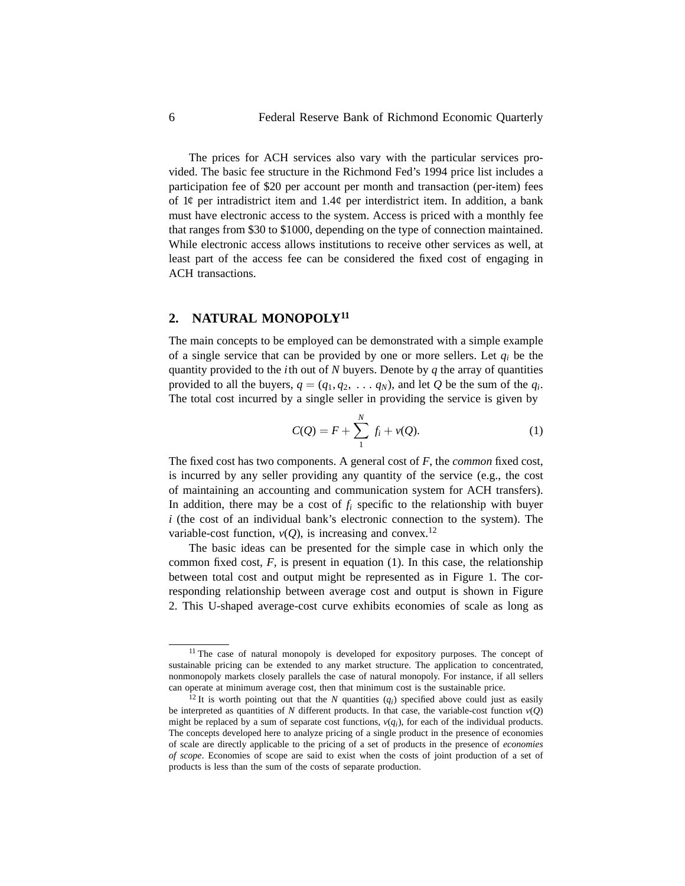The prices for ACH services also vary with the particular services provided. The basic fee structure in the Richmond Fed's 1994 price list includes a participation fee of \$20 per account per month and transaction (per-item) fees of 1¢ per intradistrict item and 1.4¢ per interdistrict item. In addition, a bank must have electronic access to the system. Access is priced with a monthly fee that ranges from \$30 to \$1000, depending on the type of connection maintained. While electronic access allows institutions to receive other services as well, at least part of the access fee can be considered the fixed cost of engaging in ACH transactions.

## 2. NATURAL MONOPOLY[11]

The main concepts to be employed can be demonstrated with a simple example of a single service that can be provided by one or more sellers. Let $q_i$ be the quantity provided to the $i$th out of $N$ buyers. Denote by $q$ the array of quantities provided to all the buyers, $q = (q_1, q_2, \ldots q_N)$, and let $Q$ be the sum of the $q_i$. The total cost incurred by a single seller in providing the service is given by

$$C(Q) = F + \sum_{1}^{N} f_i + v(Q). \tag{1}$$

The fixed cost has two components. A general cost of $F$, the *common* fixed cost, is incurred by any seller providing any quantity of the service (e.g., the cost of maintaining an accounting and communication system for ACH transfers). In addition, there may be a cost of $f_i$ specific to the relationship with buyer $i$ (the cost of an individual bank's electronic connection to the system). The variable-cost function, $v(Q)$, is increasing and convex.[12]

The basic ideas can be presented for the simple case in which only the common fixed cost, $F$, is present in equation (1). In this case, the relationship between total cost and output might be represented as in Figure 1. The corresponding relationship between average cost and output is shown in Figure 2. This U-shaped average-cost curve exhibits economies of scale as long as

---

[11] The case of natural monopoly is developed for expository purposes. The concept of sustainable pricing can be extended to any market structure. The application to concentrated, nonmonopoly markets closely parallels the case of natural monopoly. For instance, if all sellers can operate at minimum average cost, then that minimum cost is the sustainable price.

[12] It is worth pointing out that the $N$ quantities ($q_i$) specified above could just as easily be interpreted as quantities of $N$ different products. In that case, the variable-cost function $v(Q)$ might be replaced by a sum of separate cost functions, $v(q_i)$, for each of the individual products. The concepts developed here to analyze pricing of a single product in the presence of economies of scale are directly applicable to the pricing of a set of products in the presence of *economies of scope*. Economies of scope are said to exist when the costs of joint production of a set of products is less than the sum of the costs of separate production.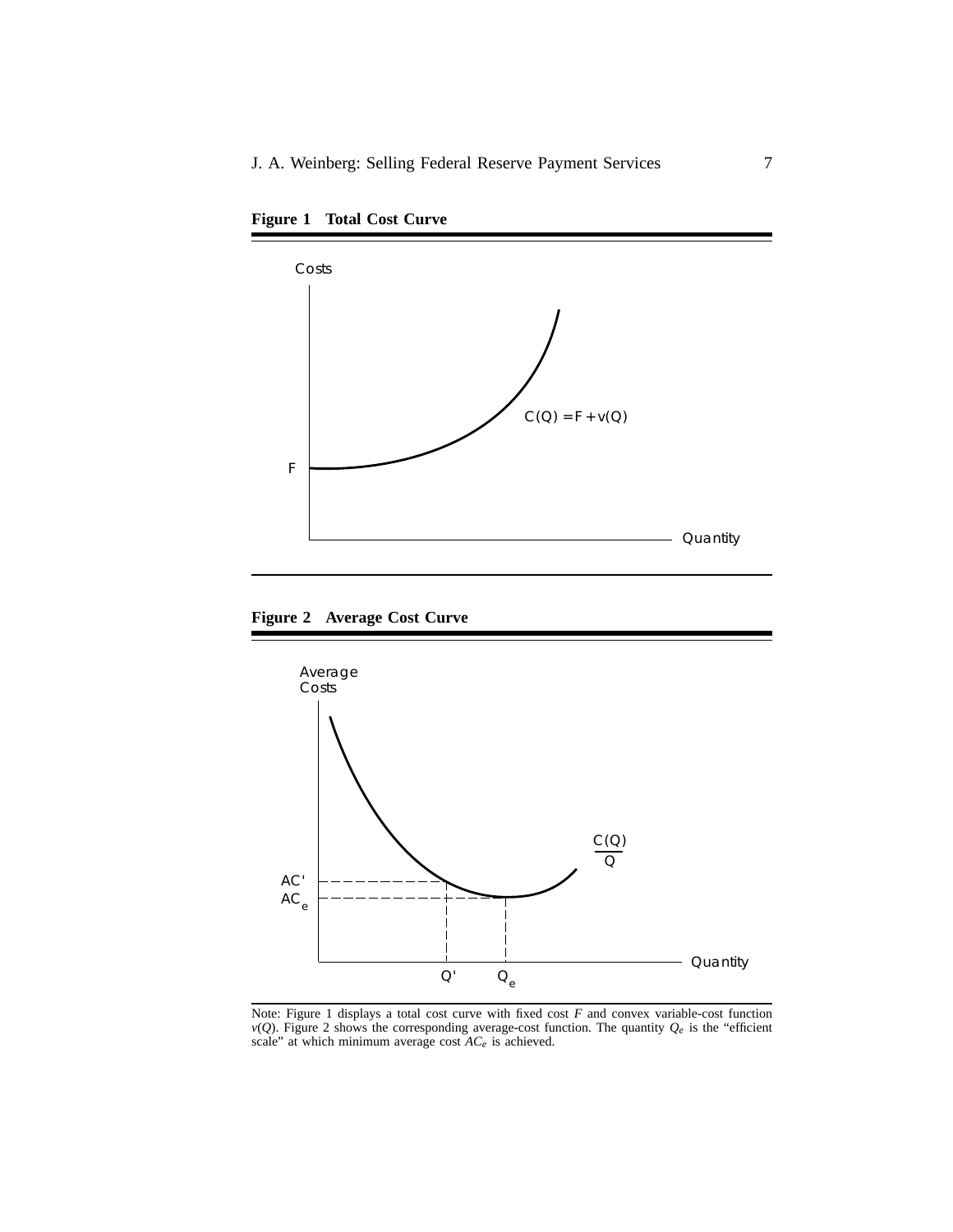**Figure 1 Total Cost Curve**

Costs

F

$C(Q) = F + v(Q)$

Quantity

**Figure 2 Average Cost Curve**

Average Costs

$\frac{C(Q)}{Q}$

$AC'$

$AC_e$

$Q'$ $Q_e$

Quantity

Note: Figure 1 displays a total cost curve with fixed cost $F$ and convex variable-cost function $v(Q)$. Figure 2 shows the corresponding average-cost function. The quantity $Q_e$ is the "efficient scale" at which minimum average cost $AC_e$ is achieved.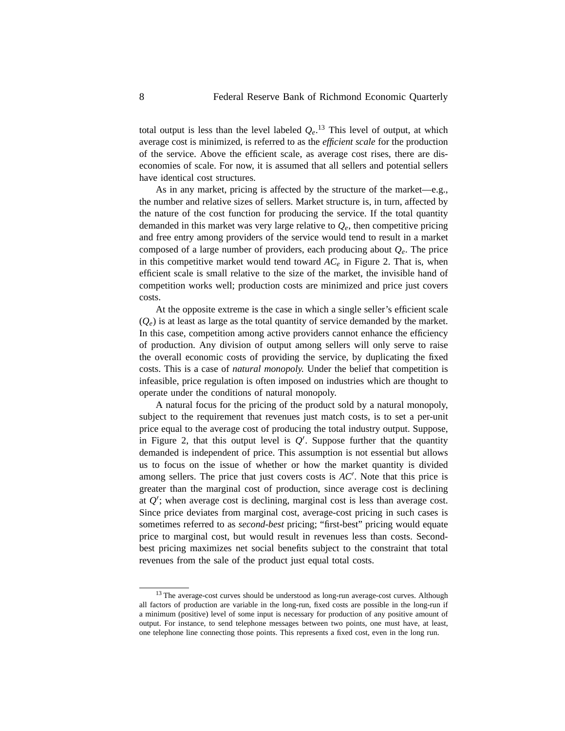total output is less than the level labeled $Q_e$.[13] This level of output, at which average cost is minimized, is referred to as the *efficient scale* for the production of the service. Above the efficient scale, as average cost rises, there are diseconomies of scale. For now, it is assumed that all sellers and potential sellers have identical cost structures.

As in any market, pricing is affected by the structure of the market—e.g., the number and relative sizes of sellers. Market structure is, in turn, affected by the nature of the cost function for producing the service. If the total quantity demanded in this market was very large relative to $Q_e$, then competitive pricing and free entry among providers of the service would tend to result in a market composed of a large number of providers, each producing about $Q_e$. The price in this competitive market would tend toward $AC_e$ in Figure 2. That is, when efficient scale is small relative to the size of the market, the invisible hand of competition works well; production costs are minimized and price just covers costs.

At the opposite extreme is the case in which a single seller's efficient scale ($Q_e$) is at least as large as the total quantity of service demanded by the market. In this case, competition among active providers cannot enhance the efficiency of production. Any division of output among sellers will only serve to raise the overall economic costs of providing the service, by duplicating the fixed costs. This is a case of *natural monopoly.* Under the belief that competition is infeasible, price regulation is often imposed on industries which are thought to operate under the conditions of natural monopoly.

A natural focus for the pricing of the product sold by a natural monopoly, subject to the requirement that revenues just match costs, is to set a per-unit price equal to the average cost of producing the total industry output. Suppose, in Figure 2, that this output level is $Q'$. Suppose further that the quantity demanded is independent of price. This assumption is not essential but allows us to focus on the issue of whether or how the market quantity is divided among sellers. The price that just covers costs is $AC'$. Note that this price is greater than the marginal cost of production, since average cost is declining at $Q'$; when average cost is declining, marginal cost is less than average cost. Since price deviates from marginal cost, average-cost pricing in such cases is sometimes referred to as *second-best* pricing; "first-best" pricing would equate price to marginal cost, but would result in revenues less than costs. Second-best pricing maximizes net social benefits subject to the constraint that total revenues from the sale of the product just equal total costs.

---

[13] The average-cost curves should be understood as long-run average-cost curves. Although all factors of production are variable in the long-run, fixed costs are possible in the long-run if a minimum (positive) level of some input is necessary for production of any positive amount of output. For instance, to send telephone messages between two points, one must have, at least, one telephone line connecting those points. This represents a fixed cost, even in the long run.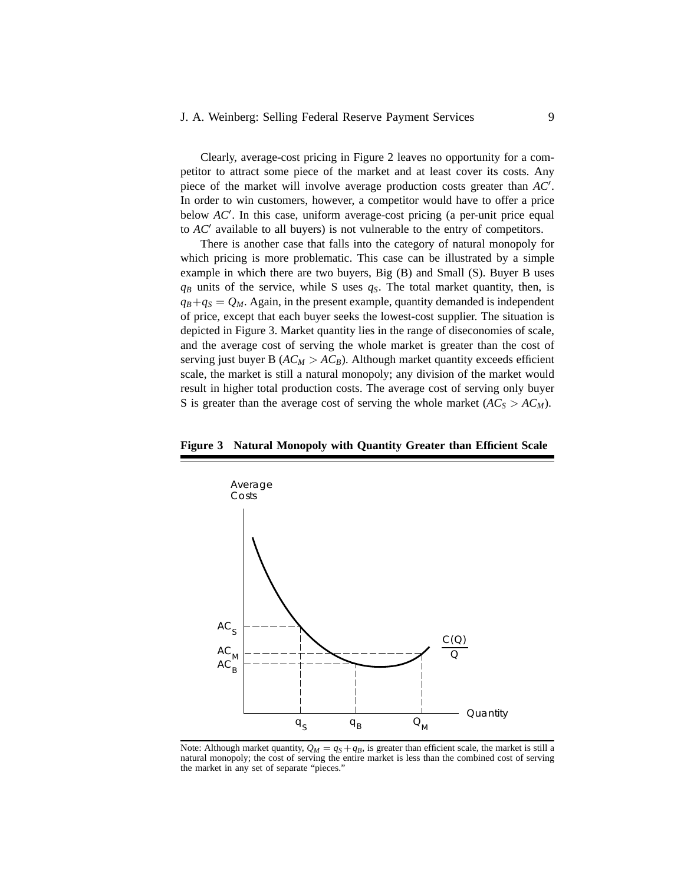Clearly, average-cost pricing in Figure 2 leaves no opportunity for a competitor to attract some piece of the market and at least cover its costs. Any piece of the market will involve average production costs greater than $AC'$. In order to win customers, however, a competitor would have to offer a price below $AC'$. In this case, uniform average-cost pricing (a per-unit price equal to $AC'$ available to all buyers) is not vulnerable to the entry of competitors.

There is another case that falls into the category of natural monopoly for which pricing is more problematic. This case can be illustrated by a simple example in which there are two buyers, Big (B) and Small (S). Buyer B uses $q_B$ units of the service, while S uses $q_S$. The total market quantity, then, is $q_B + q_S = Q_M$. Again, in the present example, quantity demanded is independent of price, except that each buyer seeks the lowest-cost supplier. The situation is depicted in Figure 3. Market quantity lies in the range of diseconomies of scale, and the average cost of serving the whole market is greater than the cost of serving just buyer B ($AC_M > AC_B$). Although market quantity exceeds efficient scale, the market is still a natural monopoly; any division of the market would result in higher total production costs. The average cost of serving only buyer S is greater than the average cost of serving the whole market ($AC_S > AC_M$).

**Figure 3 Natural Monopoly with Quantity Greater than Efficient Scale**

Note: Although market quantity, $Q_M = q_S + q_B$, is greater than efficient scale, the market is still a natural monopoly; the cost of serving the entire market is less than the combined cost of serving the market in any set of separate "pieces."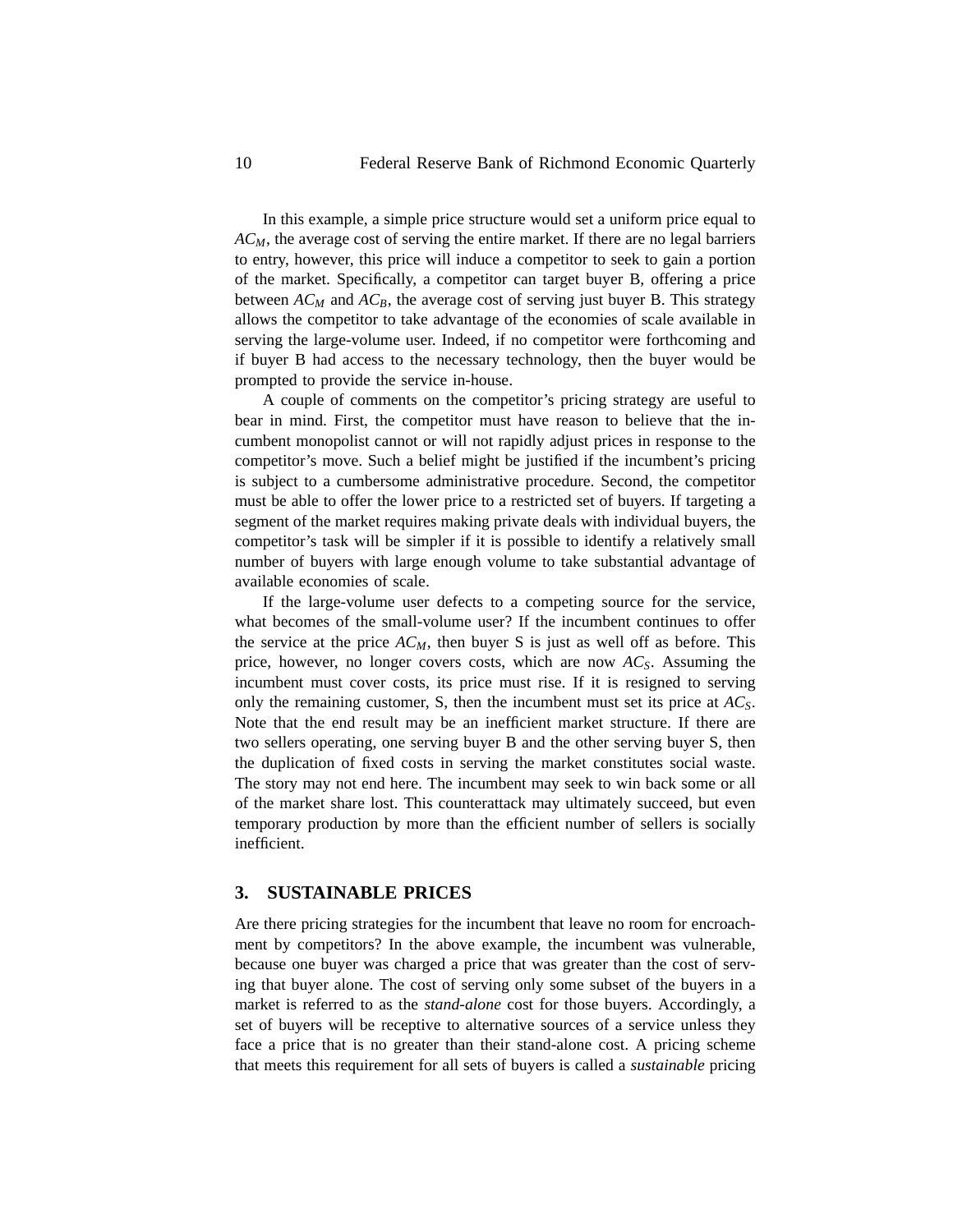In this example, a simple price structure would set a uniform price equal to $AC_M$, the average cost of serving the entire market. If there are no legal barriers to entry, however, this price will induce a competitor to seek to gain a portion of the market. Specifically, a competitor can target buyer B, offering a price between $AC_M$ and $AC_B$, the average cost of serving just buyer B. This strategy allows the competitor to take advantage of the economies of scale available in serving the large-volume user. Indeed, if no competitor were forthcoming and if buyer B had access to the necessary technology, then the buyer would be prompted to provide the service in-house.

A couple of comments on the competitor's pricing strategy are useful to bear in mind. First, the competitor must have reason to believe that the incumbent monopolist cannot or will not rapidly adjust prices in response to the competitor's move. Such a belief might be justified if the incumbent's pricing is subject to a cumbersome administrative procedure. Second, the competitor must be able to offer the lower price to a restricted set of buyers. If targeting a segment of the market requires making private deals with individual buyers, the competitor's task will be simpler if it is possible to identify a relatively small number of buyers with large enough volume to take substantial advantage of available economies of scale.

If the large-volume user defects to a competing source for the service, what becomes of the small-volume user? If the incumbent continues to offer the service at the price $AC_M$, then buyer S is just as well off as before. This price, however, no longer covers costs, which are now $AC_S$. Assuming the incumbent must cover costs, its price must rise. If it is resigned to serving only the remaining customer, S, then the incumbent must set its price at $AC_S$. Note that the end result may be an inefficient market structure. If there are two sellers operating, one serving buyer B and the other serving buyer S, then the duplication of fixed costs in serving the market constitutes social waste. The story may not end here. The incumbent may seek to win back some or all of the market share lost. This counterattack may ultimately succeed, but even temporary production by more than the efficient number of sellers is socially inefficient.

## 3. SUSTAINABLE PRICES

Are there pricing strategies for the incumbent that leave no room for encroachment by competitors? In the above example, the incumbent was vulnerable, because one buyer was charged a price that was greater than the cost of serving that buyer alone. The cost of serving only some subset of the buyers in a market is referred to as the *stand-alone* cost for those buyers. Accordingly, a set of buyers will be receptive to alternative sources of a service unless they face a price that is no greater than their stand-alone cost. A pricing scheme that meets this requirement for all sets of buyers is called a *sustainable* pricing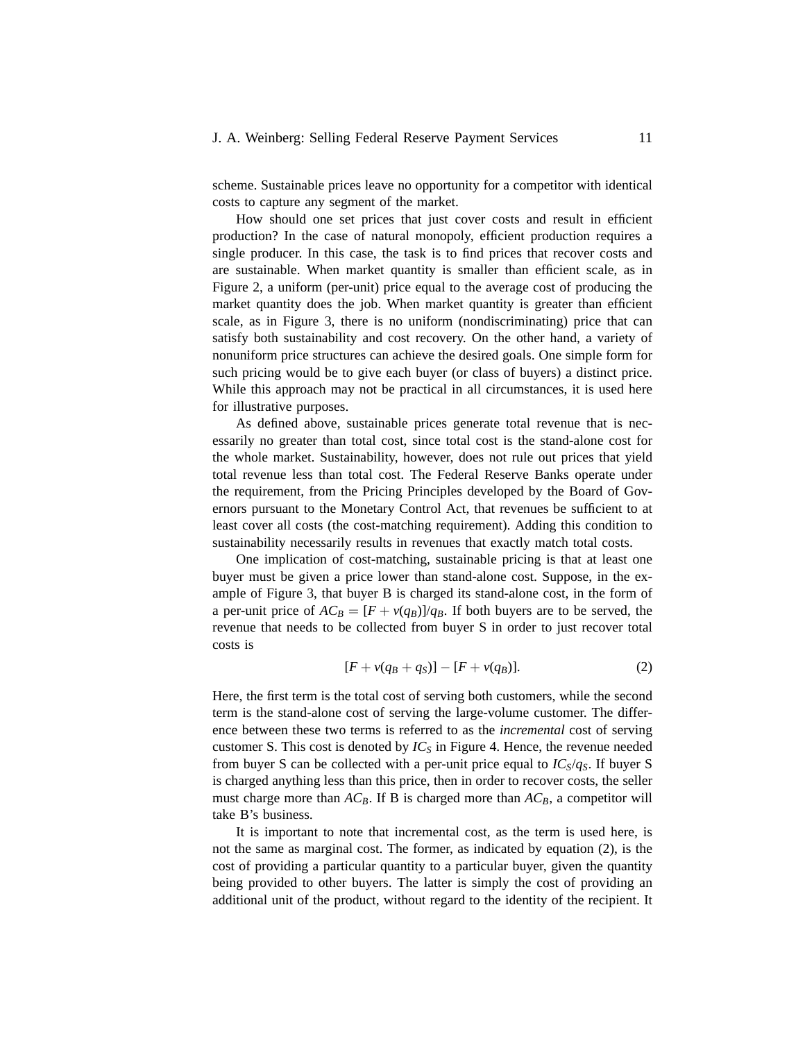scheme. Sustainable prices leave no opportunity for a competitor with identical costs to capture any segment of the market.

How should one set prices that just cover costs and result in efficient production? In the case of natural monopoly, efficient production requires a single producer. In this case, the task is to find prices that recover costs and are sustainable. When market quantity is smaller than efficient scale, as in Figure 2, a uniform (per-unit) price equal to the average cost of producing the market quantity does the job. When market quantity is greater than efficient scale, as in Figure 3, there is no uniform (nondiscriminating) price that can satisfy both sustainability and cost recovery. On the other hand, a variety of nonuniform price structures can achieve the desired goals. One simple form for such pricing would be to give each buyer (or class of buyers) a distinct price. While this approach may not be practical in all circumstances, it is used here for illustrative purposes.

As defined above, sustainable prices generate total revenue that is necessarily no greater than total cost, since total cost is the stand-alone cost for the whole market. Sustainability, however, does not rule out prices that yield total revenue less than total cost. The Federal Reserve Banks operate under the requirement, from the Pricing Principles developed by the Board of Governors pursuant to the Monetary Control Act, that revenues be sufficient to at least cover all costs (the cost-matching requirement). Adding this condition to sustainability necessarily results in revenues that exactly match total costs.

One implication of cost-matching, sustainable pricing is that at least one buyer must be given a price lower than stand-alone cost. Suppose, in the example of Figure 3, that buyer B is charged its stand-alone cost, in the form of a per-unit price of $AC_B = [F + v(q_B)]/q_B$. If both buyers are to be served, the revenue that needs to be collected from buyer S in order to just recover total costs is

$$[F + v(q_B + q_S)] - [F + v(q_B)]. \tag{2}$$

Here, the first term is the total cost of serving both customers, while the second term is the stand-alone cost of serving the large-volume customer. The difference between these two terms is referred to as the *incremental* cost of serving customer S. This cost is denoted by $IC_S$ in Figure 4. Hence, the revenue needed from buyer S can be collected with a per-unit price equal to $IC_S/q_S$. If buyer S is charged anything less than this price, then in order to recover costs, the seller must charge more than $AC_B$. If B is charged more than $AC_B$, a competitor will take B's business.

It is important to note that incremental cost, as the term is used here, is not the same as marginal cost. The former, as indicated by equation (2), is the cost of providing a particular quantity to a particular buyer, given the quantity being provided to other buyers. The latter is simply the cost of providing an additional unit of the product, without regard to the identity of the recipient. It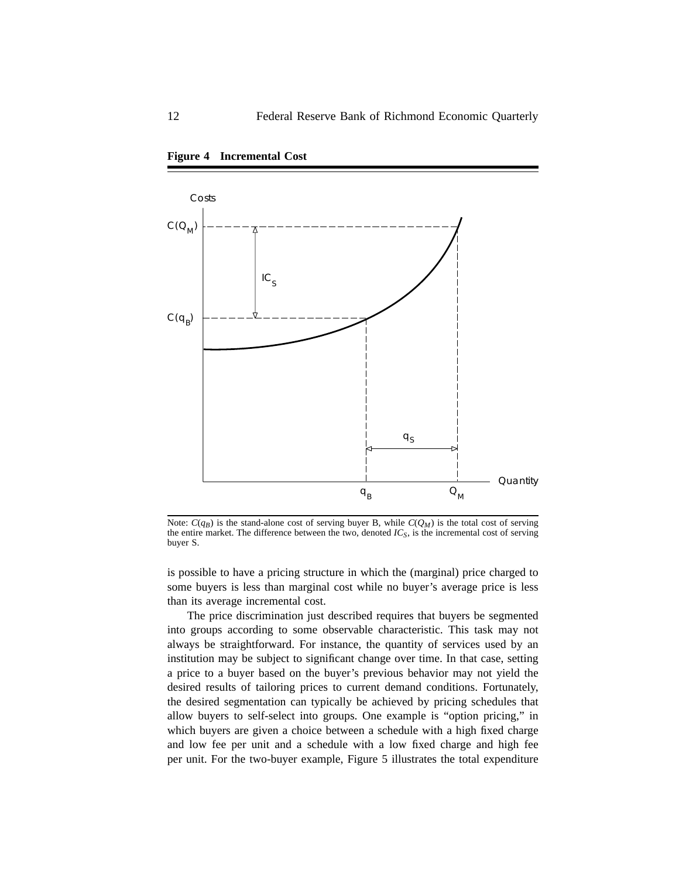**Figure 4 Incremental Cost**

Note: $C(q_B)$ is the stand-alone cost of serving buyer B, while $C(Q_M)$ is the total cost of serving the entire market. The difference between the two, denoted $IC_S$, is the incremental cost of serving buyer S.

is possible to have a pricing structure in which the (marginal) price charged to some buyers is less than marginal cost while no buyer's average price is less than its average incremental cost.

The price discrimination just described requires that buyers be segmented into groups according to some observable characteristic. This task may not always be straightforward. For instance, the quantity of services used by an institution may be subject to significant change over time. In that case, setting a price to a buyer based on the buyer's previous behavior may not yield the desired results of tailoring prices to current demand conditions. Fortunately, the desired segmentation can typically be achieved by pricing schedules that allow buyers to self-select into groups. One example is "option pricing," in which buyers are given a choice between a schedule with a high fixed charge and low fee per unit and a schedule with a low fixed charge and high fee per unit. For the two-buyer example, Figure 5 illustrates the total expenditure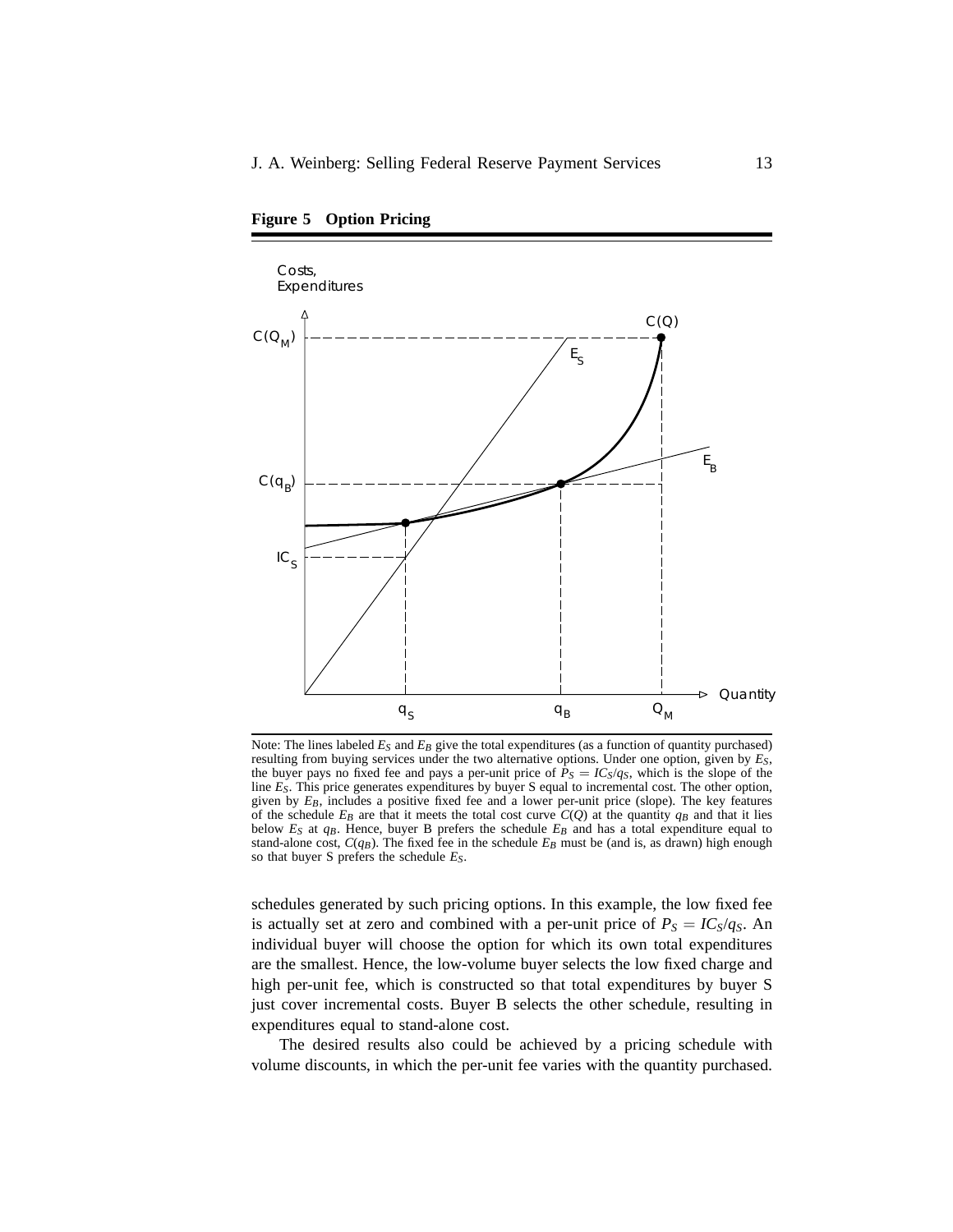**Figure 5 Option Pricing**

Note: The lines labeled $E_S$ and $E_B$ give the total expenditures (as a function of quantity purchased) resulting from buying services under the two alternative options. Under one option, given by $E_S$, the buyer pays no fixed fee and pays a per-unit price of $P_S = IC_S/q_S$, which is the slope of the line $E_S$. This price generates expenditures by buyer S equal to incremental cost. The other option, given by $E_B$, includes a positive fixed fee and a lower per-unit price (slope). The key features of the schedule $E_B$ are that it meets the total cost curve $C(Q)$ at the quantity $q_B$ and that it lies below $E_S$ at $q_B$. Hence, buyer B prefers the schedule $E_B$ and has a total expenditure equal to stand-alone cost, $C(q_B)$. The fixed fee in the schedule $E_B$ must be (and is, as drawn) high enough so that buyer S prefers the schedule $E_S$.

schedules generated by such pricing options. In this example, the low fixed fee is actually set at zero and combined with a per-unit price of $P_S = IC_S/q_S$. An individual buyer will choose the option for which its own total expenditures are the smallest. Hence, the low-volume buyer selects the low fixed charge and high per-unit fee, which is constructed so that total expenditures by buyer S just cover incremental costs. Buyer B selects the other schedule, resulting in expenditures equal to stand-alone cost.

The desired results also could be achieved by a pricing schedule with volume discounts, in which the per-unit fee varies with the quantity purchased.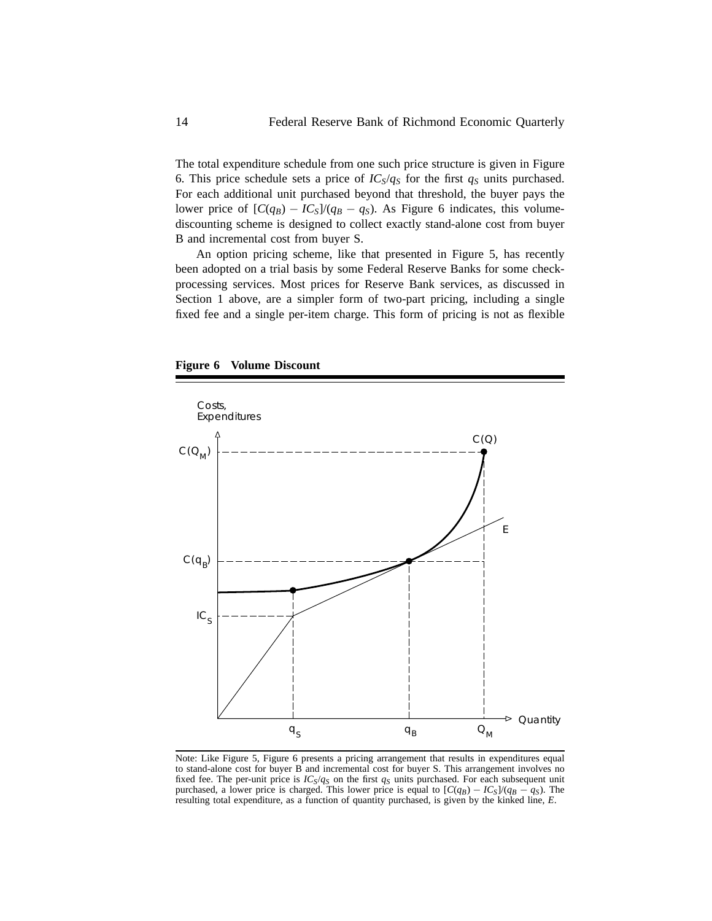The total expenditure schedule from one such price structure is given in Figure 6. This price schedule sets a price of $IC_S/q_S$ for the first $q_S$ units purchased. For each additional unit purchased beyond that threshold, the buyer pays the lower price of $[C(q_B) - IC_S]/(q_B - q_S)$. As Figure 6 indicates, this volume-discounting scheme is designed to collect exactly stand-alone cost from buyer B and incremental cost from buyer S.

An option pricing scheme, like that presented in Figure 5, has recently been adopted on a trial basis by some Federal Reserve Banks for some check-processing services. Most prices for Reserve Bank services, as discussed in Section 1 above, are a simpler form of two-part pricing, including a single fixed fee and a single per-item charge. This form of pricing is not as flexible

**Figure 6 Volume Discount**

Note: Like Figure 5, Figure 6 presents a pricing arrangement that results in expenditures equal to stand-alone cost for buyer B and incremental cost for buyer S. This arrangement involves no fixed fee. The per-unit price is $IC_S/q_S$ on the first $q_S$ units purchased. For each subsequent unit purchased, a lower price is charged. This lower price is equal to $[C(q_B) - IC_S]/(q_B - q_S)$. The resulting total expenditure, as a function of quantity purchased, is given by the kinked line, $E$.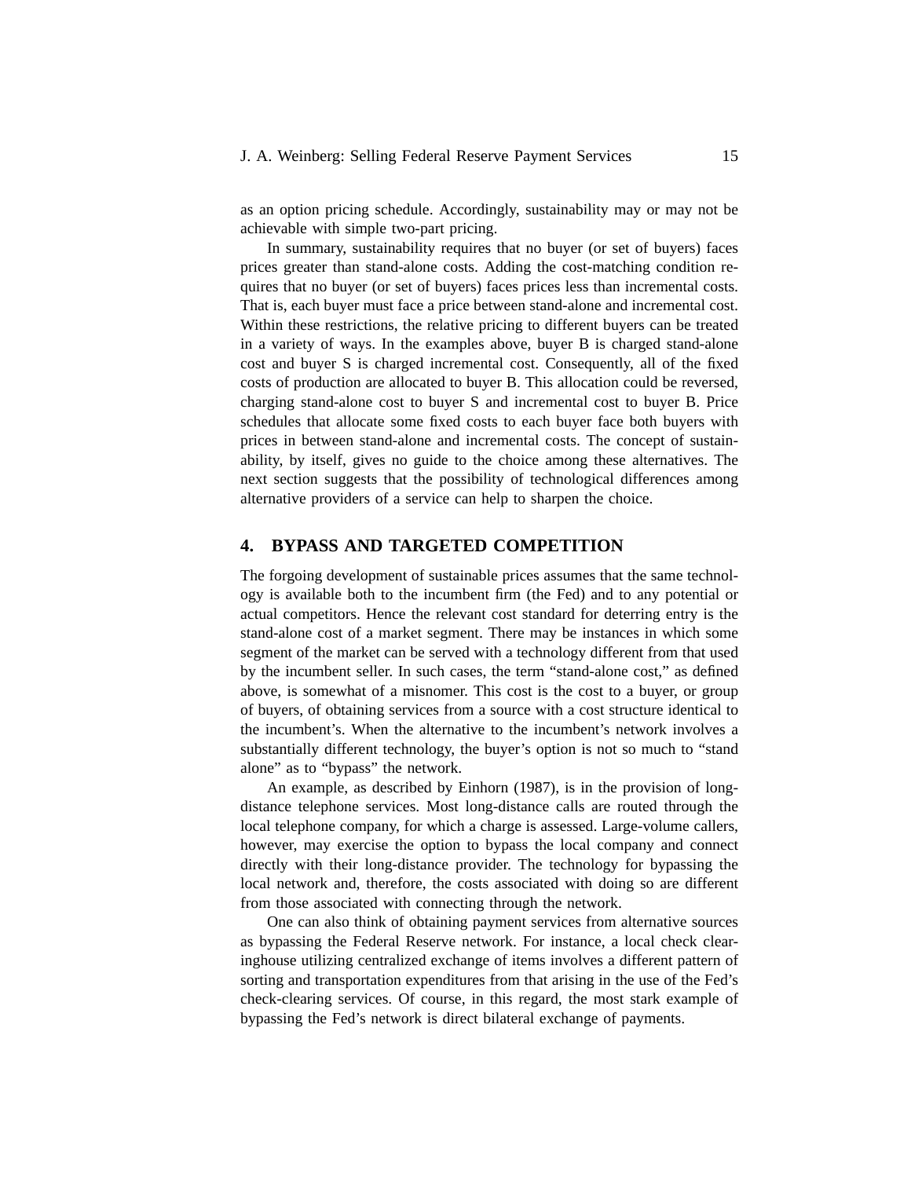as an option pricing schedule. Accordingly, sustainability may or may not be achievable with simple two-part pricing.

In summary, sustainability requires that no buyer (or set of buyers) faces prices greater than stand-alone costs. Adding the cost-matching condition requires that no buyer (or set of buyers) faces prices less than incremental costs. That is, each buyer must face a price between stand-alone and incremental cost. Within these restrictions, the relative pricing to different buyers can be treated in a variety of ways. In the examples above, buyer B is charged stand-alone cost and buyer S is charged incremental cost. Consequently, all of the fixed costs of production are allocated to buyer B. This allocation could be reversed, charging stand-alone cost to buyer S and incremental cost to buyer B. Price schedules that allocate some fixed costs to each buyer face both buyers with prices in between stand-alone and incremental costs. The concept of sustainability, by itself, gives no guide to the choice among these alternatives. The next section suggests that the possibility of technological differences among alternative providers of a service can help to sharpen the choice.

## 4. BYPASS AND TARGETED COMPETITION

The forgoing development of sustainable prices assumes that the same technology is available both to the incumbent firm (the Fed) and to any potential or actual competitors. Hence the relevant cost standard for deterring entry is the stand-alone cost of a market segment. There may be instances in which some segment of the market can be served with a technology different from that used by the incumbent seller. In such cases, the term "stand-alone cost," as defined above, is somewhat of a misnomer. This cost is the cost to a buyer, or group of buyers, of obtaining services from a source with a cost structure identical to the incumbent's. When the alternative to the incumbent's network involves a substantially different technology, the buyer's option is not so much to "stand alone" as to "bypass" the network.

An example, as described by Einhorn (1987), is in the provision of long-distance telephone services. Most long-distance calls are routed through the local telephone company, for which a charge is assessed. Large-volume callers, however, may exercise the option to bypass the local company and connect directly with their long-distance provider. The technology for bypassing the local network and, therefore, the costs associated with doing so are different from those associated with connecting through the network.

One can also think of obtaining payment services from alternative sources as bypassing the Federal Reserve network. For instance, a local check clearinghouse utilizing centralized exchange of items involves a different pattern of sorting and transportation expenditures from that arising in the use of the Fed's check-clearing services. Of course, in this regard, the most stark example of bypassing the Fed's network is direct bilateral exchange of payments.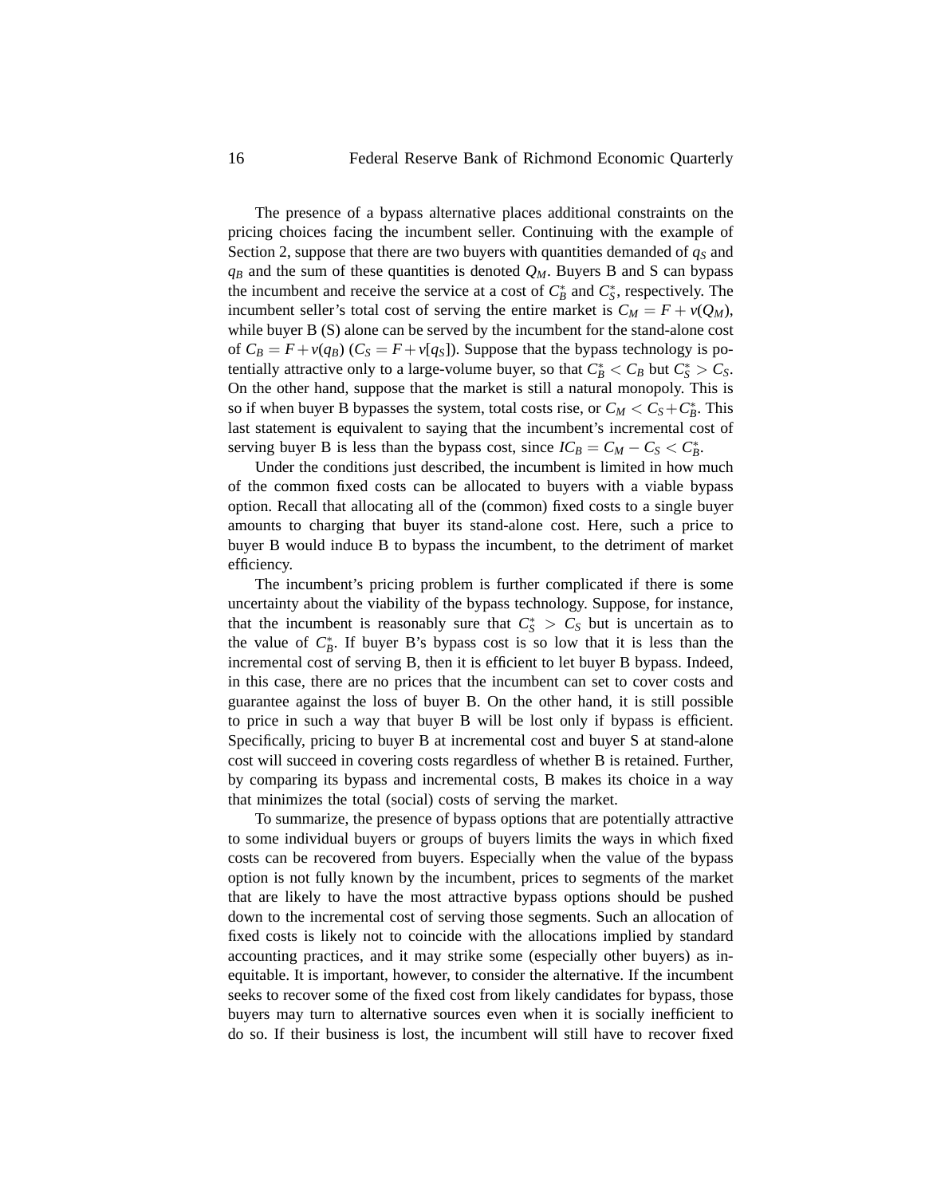The presence of a bypass alternative places additional constraints on the pricing choices facing the incumbent seller. Continuing with the example of Section 2, suppose that there are two buyers with quantities demanded of $q_S$ and $q_B$ and the sum of these quantities is denoted $Q_M$. Buyers B and S can bypass the incumbent and receive the service at a cost of $C_B^*$ and $C_S^*$, respectively. The incumbent seller's total cost of serving the entire market is $C_M = F + v(Q_M)$, while buyer B (S) alone can be served by the incumbent for the stand-alone cost of $C_B = F + v(q_B)$ ($C_S = F + v[q_S]$). Suppose that the bypass technology is potentially attractive only to a large-volume buyer, so that $C_B^* < C_B$ but $C_S^* > C_S$. On the other hand, suppose that the market is still a natural monopoly. This is so if when buyer B bypasses the system, total costs rise, or $C_M < C_S + C_B^*$. This last statement is equivalent to saying that the incumbent's incremental cost of serving buyer B is less than the bypass cost, since $IC_B = C_M - C_S < C_B^*$.

Under the conditions just described, the incumbent is limited in how much of the common fixed costs can be allocated to buyers with a viable bypass option. Recall that allocating all of the (common) fixed costs to a single buyer amounts to charging that buyer its stand-alone cost. Here, such a price to buyer B would induce B to bypass the incumbent, to the detriment of market efficiency.

The incumbent's pricing problem is further complicated if there is some uncertainty about the viability of the bypass technology. Suppose, for instance, that the incumbent is reasonably sure that $C_S^* > C_S$ but is uncertain as to the value of $C_B^*$. If buyer B's bypass cost is so low that it is less than the incremental cost of serving B, then it is efficient to let buyer B bypass. Indeed, in this case, there are no prices that the incumbent can set to cover costs and guarantee against the loss of buyer B. On the other hand, it is still possible to price in such a way that buyer B will be lost only if bypass is efficient. Specifically, pricing to buyer B at incremental cost and buyer S at stand-alone cost will succeed in covering costs regardless of whether B is retained. Further, by comparing its bypass and incremental costs, B makes its choice in a way that minimizes the total (social) costs of serving the market.

To summarize, the presence of bypass options that are potentially attractive to some individual buyers or groups of buyers limits the ways in which fixed costs can be recovered from buyers. Especially when the value of the bypass option is not fully known by the incumbent, prices to segments of the market that are likely to have the most attractive bypass options should be pushed down to the incremental cost of serving those segments. Such an allocation of fixed costs is likely not to coincide with the allocations implied by standard accounting practices, and it may strike some (especially other buyers) as inequitable. It is important, however, to consider the alternative. If the incumbent seeks to recover some of the fixed cost from likely candidates for bypass, those buyers may turn to alternative sources even when it is socially inefficient to do so. If their business is lost, the incumbent will still have to recover fixed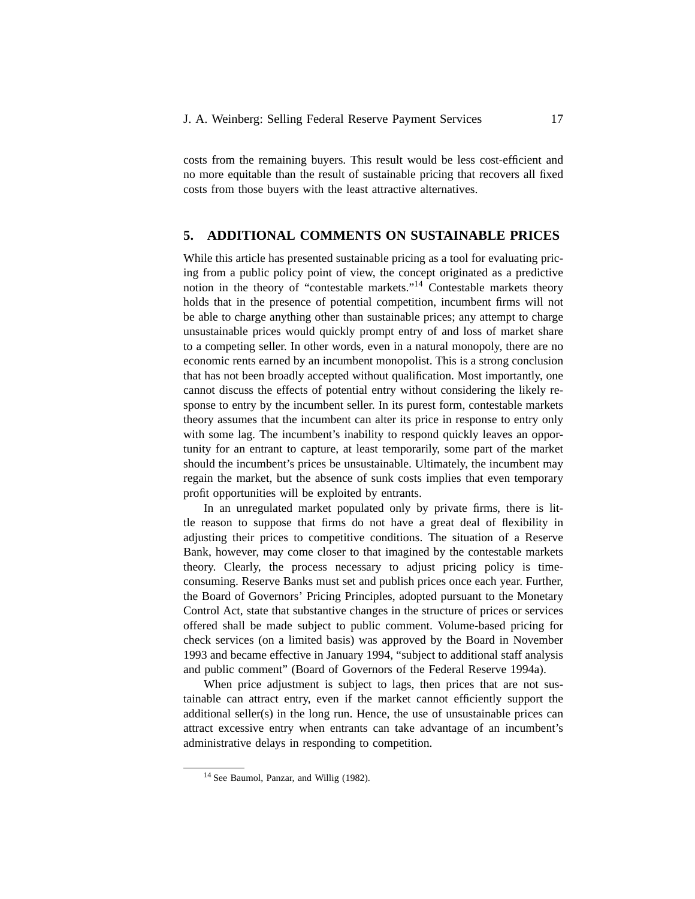costs from the remaining buyers. This result would be less cost-efficient and no more equitable than the result of sustainable pricing that recovers all fixed costs from those buyers with the least attractive alternatives.

## 5. ADDITIONAL COMMENTS ON SUSTAINABLE PRICES

While this article has presented sustainable pricing as a tool for evaluating pricing from a public policy point of view, the concept originated as a predictive notion in the theory of "contestable markets."[14] Contestable markets theory holds that in the presence of potential competition, incumbent firms will not be able to charge anything other than sustainable prices; any attempt to charge unsustainable prices would quickly prompt entry of and loss of market share to a competing seller. In other words, even in a natural monopoly, there are no economic rents earned by an incumbent monopolist. This is a strong conclusion that has not been broadly accepted without qualification. Most importantly, one cannot discuss the effects of potential entry without considering the likely response to entry by the incumbent seller. In its purest form, contestable markets theory assumes that the incumbent can alter its price in response to entry only with some lag. The incumbent's inability to respond quickly leaves an opportunity for an entrant to capture, at least temporarily, some part of the market should the incumbent's prices be unsustainable. Ultimately, the incumbent may regain the market, but the absence of sunk costs implies that even temporary profit opportunities will be exploited by entrants.

In an unregulated market populated only by private firms, there is little reason to suppose that firms do not have a great deal of flexibility in adjusting their prices to competitive conditions. The situation of a Reserve Bank, however, may come closer to that imagined by the contestable markets theory. Clearly, the process necessary to adjust pricing policy is time-consuming. Reserve Banks must set and publish prices once each year. Further, the Board of Governors' Pricing Principles, adopted pursuant to the Monetary Control Act, state that substantive changes in the structure of prices or services offered shall be made subject to public comment. Volume-based pricing for check services (on a limited basis) was approved by the Board in November 1993 and became effective in January 1994, "subject to additional staff analysis and public comment" (Board of Governors of the Federal Reserve 1994a).

When price adjustment is subject to lags, then prices that are not sustainable can attract entry, even if the market cannot efficiently support the additional seller(s) in the long run. Hence, the use of unsustainable prices can attract excessive entry when entrants can take advantage of an incumbent's administrative delays in responding to competition.

[14] See Baumol, Panzar, and Willig (1982).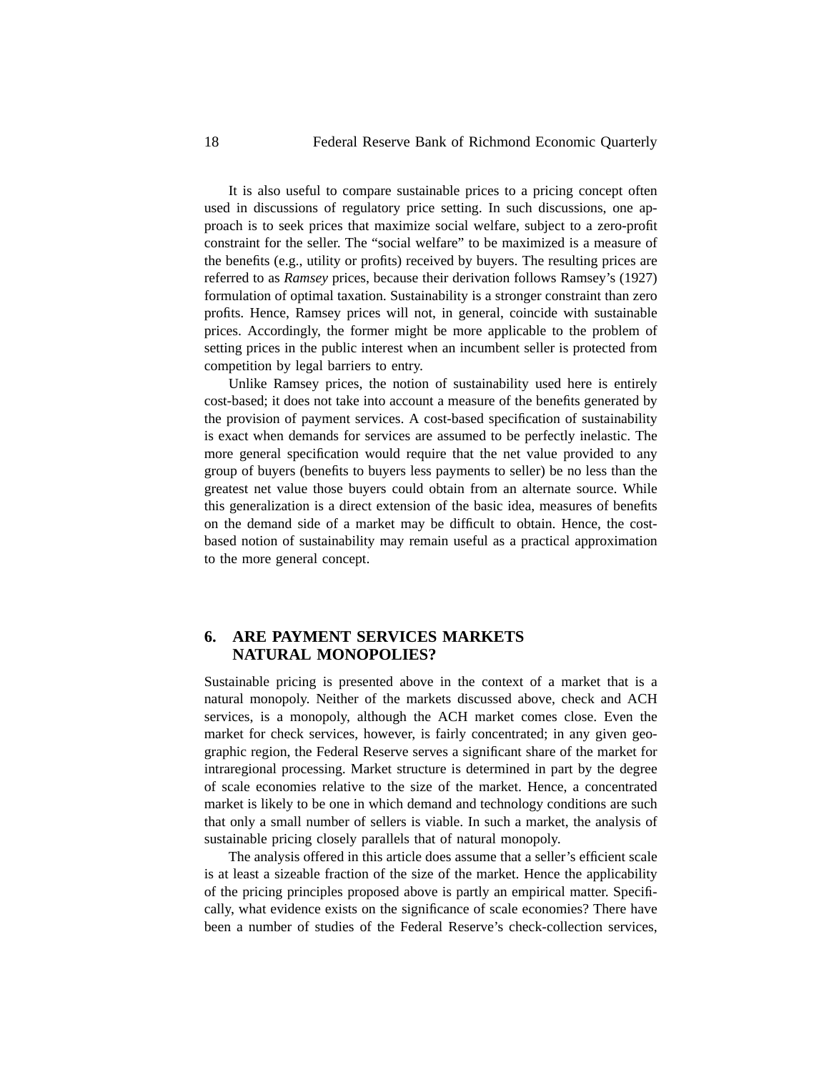It is also useful to compare sustainable prices to a pricing concept often used in discussions of regulatory price setting. In such discussions, one approach is to seek prices that maximize social welfare, subject to a zero-profit constraint for the seller. The "social welfare" to be maximized is a measure of the benefits (e.g., utility or profits) received by buyers. The resulting prices are referred to as *Ramsey* prices, because their derivation follows Ramsey's (1927) formulation of optimal taxation. Sustainability is a stronger constraint than zero profits. Hence, Ramsey prices will not, in general, coincide with sustainable prices. Accordingly, the former might be more applicable to the problem of setting prices in the public interest when an incumbent seller is protected from competition by legal barriers to entry.

Unlike Ramsey prices, the notion of sustainability used here is entirely cost-based; it does not take into account a measure of the benefits generated by the provision of payment services. A cost-based specification of sustainability is exact when demands for services are assumed to be perfectly inelastic. The more general specification would require that the net value provided to any group of buyers (benefits to buyers less payments to seller) be no less than the greatest net value those buyers could obtain from an alternate source. While this generalization is a direct extension of the basic idea, measures of benefits on the demand side of a market may be difficult to obtain. Hence, the cost-based notion of sustainability may remain useful as a practical approximation to the more general concept.

## 6. ARE PAYMENT SERVICES MARKETS NATURAL MONOPOLIES?

Sustainable pricing is presented above in the context of a market that is a natural monopoly. Neither of the markets discussed above, check and ACH services, is a monopoly, although the ACH market comes close. Even the market for check services, however, is fairly concentrated; in any given geographic region, the Federal Reserve serves a significant share of the market for intraregional processing. Market structure is determined in part by the degree of scale economies relative to the size of the market. Hence, a concentrated market is likely to be one in which demand and technology conditions are such that only a small number of sellers is viable. In such a market, the analysis of sustainable pricing closely parallels that of natural monopoly.

The analysis offered in this article does assume that a seller's efficient scale is at least a sizeable fraction of the size of the market. Hence the applicability of the pricing principles proposed above is partly an empirical matter. Specifically, what evidence exists on the significance of scale economies? There have been a number of studies of the Federal Reserve's check-collection services,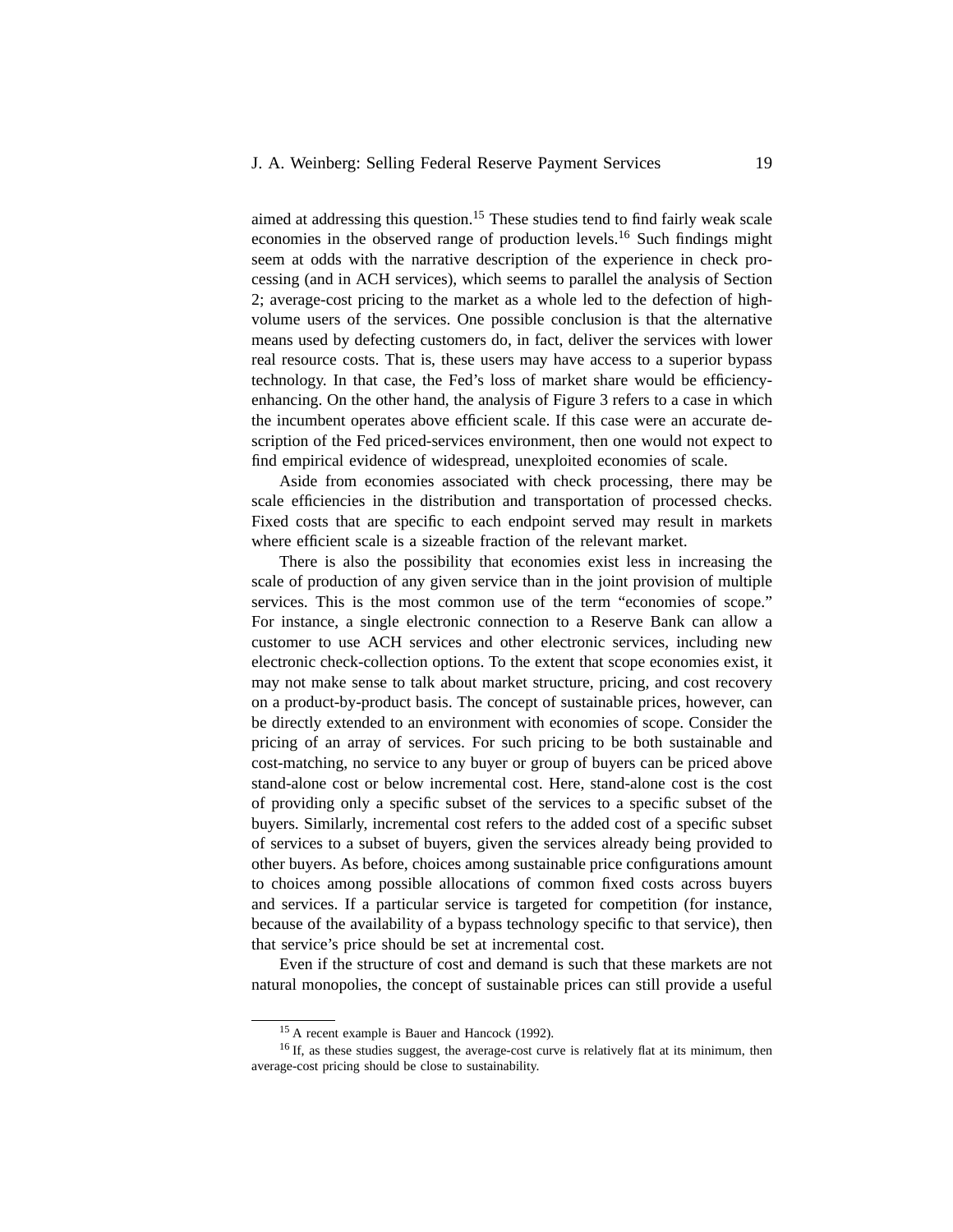aimed at addressing this question.[15] These studies tend to find fairly weak scale economies in the observed range of production levels.[16] Such findings might seem at odds with the narrative description of the experience in check processing (and in ACH services), which seems to parallel the analysis of Section 2; average-cost pricing to the market as a whole led to the defection of high-volume users of the services. One possible conclusion is that the alternative means used by defecting customers do, in fact, deliver the services with lower real resource costs. That is, these users may have access to a superior bypass technology. In that case, the Fed's loss of market share would be efficiency-enhancing. On the other hand, the analysis of Figure 3 refers to a case in which the incumbent operates above efficient scale. If this case were an accurate description of the Fed priced-services environment, then one would not expect to find empirical evidence of widespread, unexploited economies of scale.

Aside from economies associated with check processing, there may be scale efficiencies in the distribution and transportation of processed checks. Fixed costs that are specific to each endpoint served may result in markets where efficient scale is a sizeable fraction of the relevant market.

There is also the possibility that economies exist less in increasing the scale of production of any given service than in the joint provision of multiple services. This is the most common use of the term "economies of scope." For instance, a single electronic connection to a Reserve Bank can allow a customer to use ACH services and other electronic services, including new electronic check-collection options. To the extent that scope economies exist, it may not make sense to talk about market structure, pricing, and cost recovery on a product-by-product basis. The concept of sustainable prices, however, can be directly extended to an environment with economies of scope. Consider the pricing of an array of services. For such pricing to be both sustainable and cost-matching, no service to any buyer or group of buyers can be priced above stand-alone cost or below incremental cost. Here, stand-alone cost is the cost of providing only a specific subset of the services to a specific subset of the buyers. Similarly, incremental cost refers to the added cost of a specific subset of services to a subset of buyers, given the services already being provided to other buyers. As before, choices among sustainable price configurations amount to choices among possible allocations of common fixed costs across buyers and services. If a particular service is targeted for competition (for instance, because of the availability of a bypass technology specific to that service), then that service's price should be set at incremental cost.

Even if the structure of cost and demand is such that these markets are not natural monopolies, the concept of sustainable prices can still provide a useful

[15] A recent example is Bauer and Hancock (1992).

[16] If, as these studies suggest, the average-cost curve is relatively flat at its minimum, then average-cost pricing should be close to sustainability.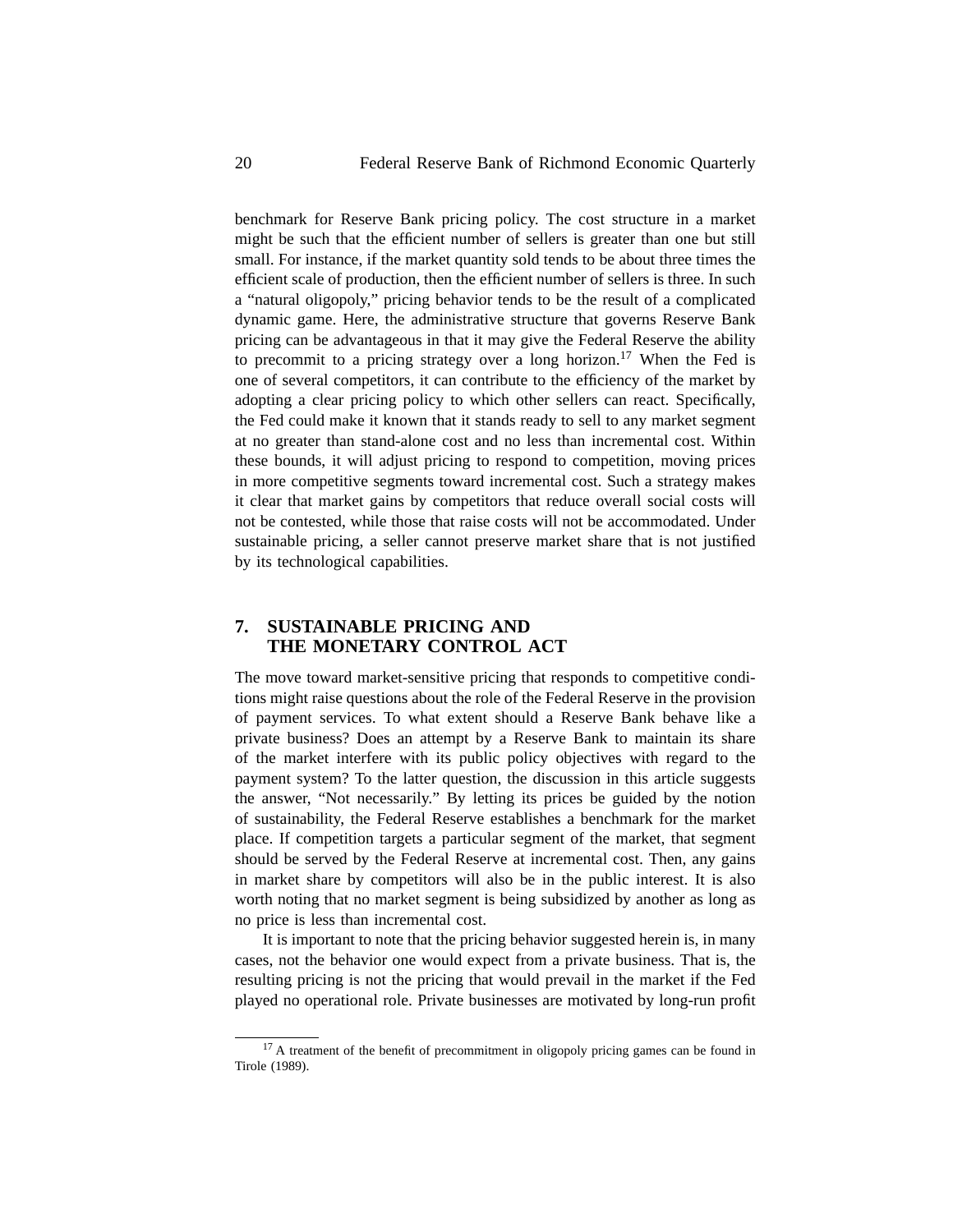benchmark for Reserve Bank pricing policy. The cost structure in a market might be such that the efficient number of sellers is greater than one but still small. For instance, if the market quantity sold tends to be about three times the efficient scale of production, then the efficient number of sellers is three. In such a "natural oligopoly," pricing behavior tends to be the result of a complicated dynamic game. Here, the administrative structure that governs Reserve Bank pricing can be advantageous in that it may give the Federal Reserve the ability to precommit to a pricing strategy over a long horizon.[17] When the Fed is one of several competitors, it can contribute to the efficiency of the market by adopting a clear pricing policy to which other sellers can react. Specifically, the Fed could make it known that it stands ready to sell to any market segment at no greater than stand-alone cost and no less than incremental cost. Within these bounds, it will adjust pricing to respond to competition, moving prices in more competitive segments toward incremental cost. Such a strategy makes it clear that market gains by competitors that reduce overall social costs will not be contested, while those that raise costs will not be accommodated. Under sustainable pricing, a seller cannot preserve market share that is not justified by its technological capabilities.

## 7. SUSTAINABLE PRICING AND THE MONETARY CONTROL ACT

The move toward market-sensitive pricing that responds to competitive conditions might raise questions about the role of the Federal Reserve in the provision of payment services. To what extent should a Reserve Bank behave like a private business? Does an attempt by a Reserve Bank to maintain its share of the market interfere with its public policy objectives with regard to the payment system? To the latter question, the discussion in this article suggests the answer, "Not necessarily." By letting its prices be guided by the notion of sustainability, the Federal Reserve establishes a benchmark for the market place. If competition targets a particular segment of the market, that segment should be served by the Federal Reserve at incremental cost. Then, any gains in market share by competitors will also be in the public interest. It is also worth noting that no market segment is being subsidized by another as long as no price is less than incremental cost.

It is important to note that the pricing behavior suggested herein is, in many cases, not the behavior one would expect from a private business. That is, the resulting pricing is not the pricing that would prevail in the market if the Fed played no operational role. Private businesses are motivated by long-run profit

[17] A treatment of the benefit of precommitment in oligopoly pricing games can be found in Tirole (1989).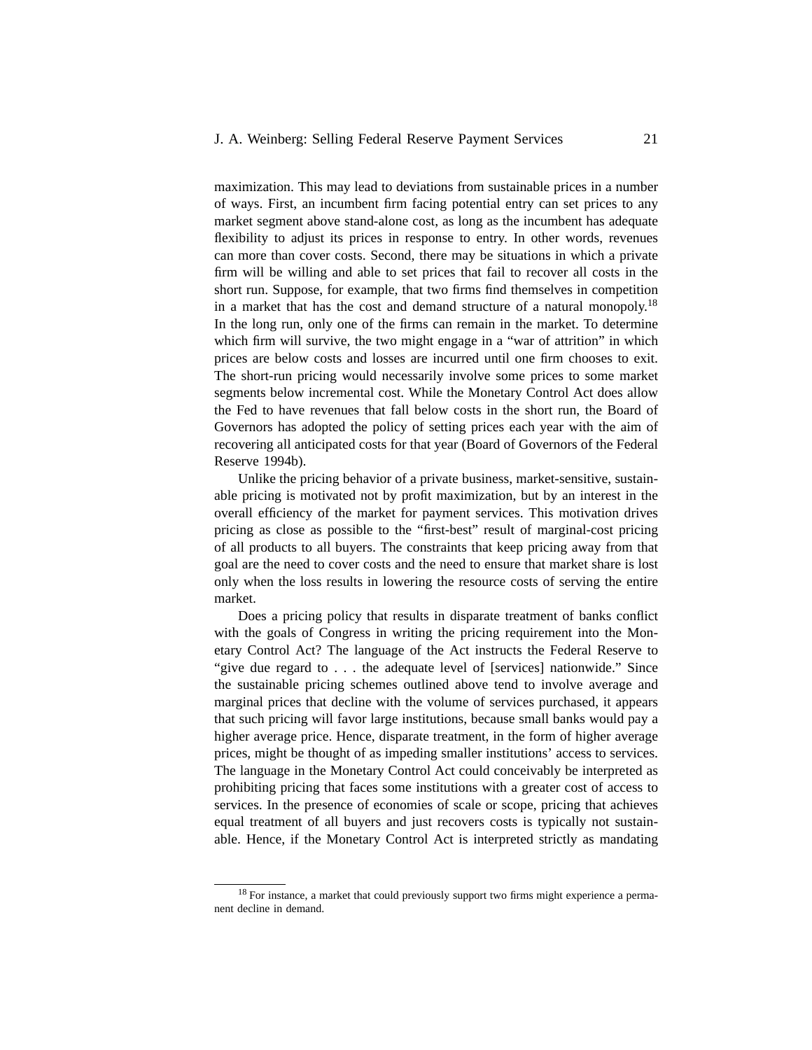maximization. This may lead to deviations from sustainable prices in a number of ways. First, an incumbent firm facing potential entry can set prices to any market segment above stand-alone cost, as long as the incumbent has adequate flexibility to adjust its prices in response to entry. In other words, revenues can more than cover costs. Second, there may be situations in which a private firm will be willing and able to set prices that fail to recover all costs in the short run. Suppose, for example, that two firms find themselves in competition in a market that has the cost and demand structure of a natural monopoly.[18] In the long run, only one of the firms can remain in the market. To determine which firm will survive, the two might engage in a "war of attrition" in which prices are below costs and losses are incurred until one firm chooses to exit. The short-run pricing would necessarily involve some prices to some market segments below incremental cost. While the Monetary Control Act does allow the Fed to have revenues that fall below costs in the short run, the Board of Governors has adopted the policy of setting prices each year with the aim of recovering all anticipated costs for that year (Board of Governors of the Federal Reserve 1994b).

Unlike the pricing behavior of a private business, market-sensitive, sustainable pricing is motivated not by profit maximization, but by an interest in the overall efficiency of the market for payment services. This motivation drives pricing as close as possible to the "first-best" result of marginal-cost pricing of all products to all buyers. The constraints that keep pricing away from that goal are the need to cover costs and the need to ensure that market share is lost only when the loss results in lowering the resource costs of serving the entire market.

Does a pricing policy that results in disparate treatment of banks conflict with the goals of Congress in writing the pricing requirement into the Monetary Control Act? The language of the Act instructs the Federal Reserve to "give due regard to . . . the adequate level of [services] nationwide." Since the sustainable pricing schemes outlined above tend to involve average and marginal prices that decline with the volume of services purchased, it appears that such pricing will favor large institutions, because small banks would pay a higher average price. Hence, disparate treatment, in the form of higher average prices, might be thought of as impeding smaller institutions' access to services. The language in the Monetary Control Act could conceivably be interpreted as prohibiting pricing that faces some institutions with a greater cost of access to services. In the presence of economies of scale or scope, pricing that achieves equal treatment of all buyers and just recovers costs is typically not sustainable. Hence, if the Monetary Control Act is interpreted strictly as mandating

[18] For instance, a market that could previously support two firms might experience a permanent decline in demand.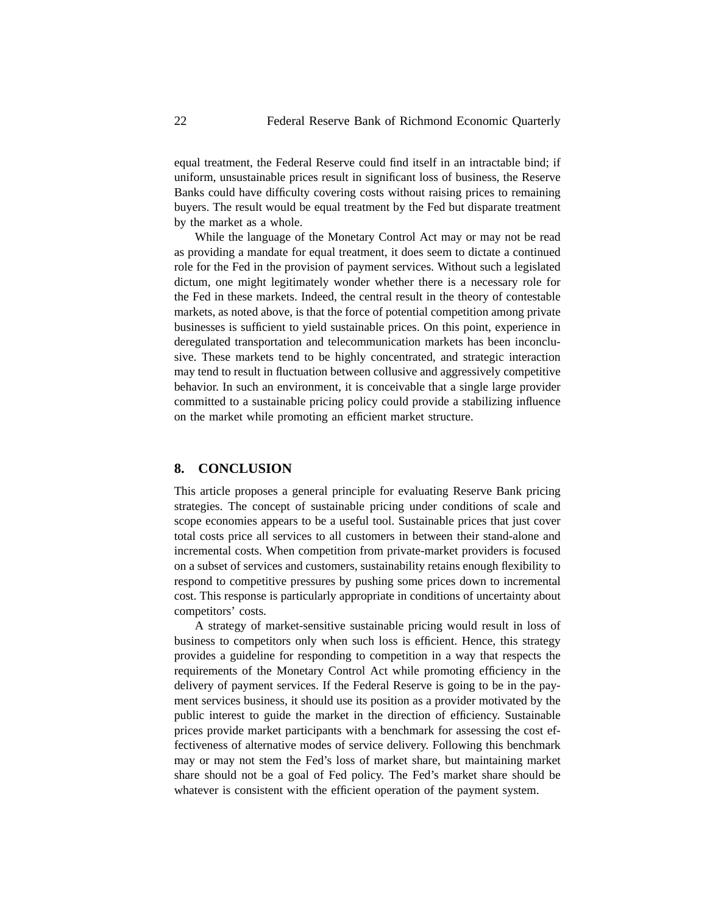equal treatment, the Federal Reserve could find itself in an intractable bind; if uniform, unsustainable prices result in significant loss of business, the Reserve Banks could have difficulty covering costs without raising prices to remaining buyers. The result would be equal treatment by the Fed but disparate treatment by the market as a whole.

While the language of the Monetary Control Act may or may not be read as providing a mandate for equal treatment, it does seem to dictate a continued role for the Fed in the provision of payment services. Without such a legislated dictum, one might legitimately wonder whether there is a necessary role for the Fed in these markets. Indeed, the central result in the theory of contestable markets, as noted above, is that the force of potential competition among private businesses is sufficient to yield sustainable prices. On this point, experience in deregulated transportation and telecommunication markets has been inconclusive. These markets tend to be highly concentrated, and strategic interaction may tend to result in fluctuation between collusive and aggressively competitive behavior. In such an environment, it is conceivable that a single large provider committed to a sustainable pricing policy could provide a stabilizing influence on the market while promoting an efficient market structure.

## 8. CONCLUSION

This article proposes a general principle for evaluating Reserve Bank pricing strategies. The concept of sustainable pricing under conditions of scale and scope economies appears to be a useful tool. Sustainable prices that just cover total costs price all services to all customers in between their stand-alone and incremental costs. When competition from private-market providers is focused on a subset of services and customers, sustainability retains enough flexibility to respond to competitive pressures by pushing some prices down to incremental cost. This response is particularly appropriate in conditions of uncertainty about competitors' costs.

A strategy of market-sensitive sustainable pricing would result in loss of business to competitors only when such loss is efficient. Hence, this strategy provides a guideline for responding to competition in a way that respects the requirements of the Monetary Control Act while promoting efficiency in the delivery of payment services. If the Federal Reserve is going to be in the payment services business, it should use its position as a provider motivated by the public interest to guide the market in the direction of efficiency. Sustainable prices provide market participants with a benchmark for assessing the cost effectiveness of alternative modes of service delivery. Following this benchmark may or may not stem the Fed's loss of market share, but maintaining market share should not be a goal of Fed policy. The Fed's market share should be whatever is consistent with the efficient operation of the payment system.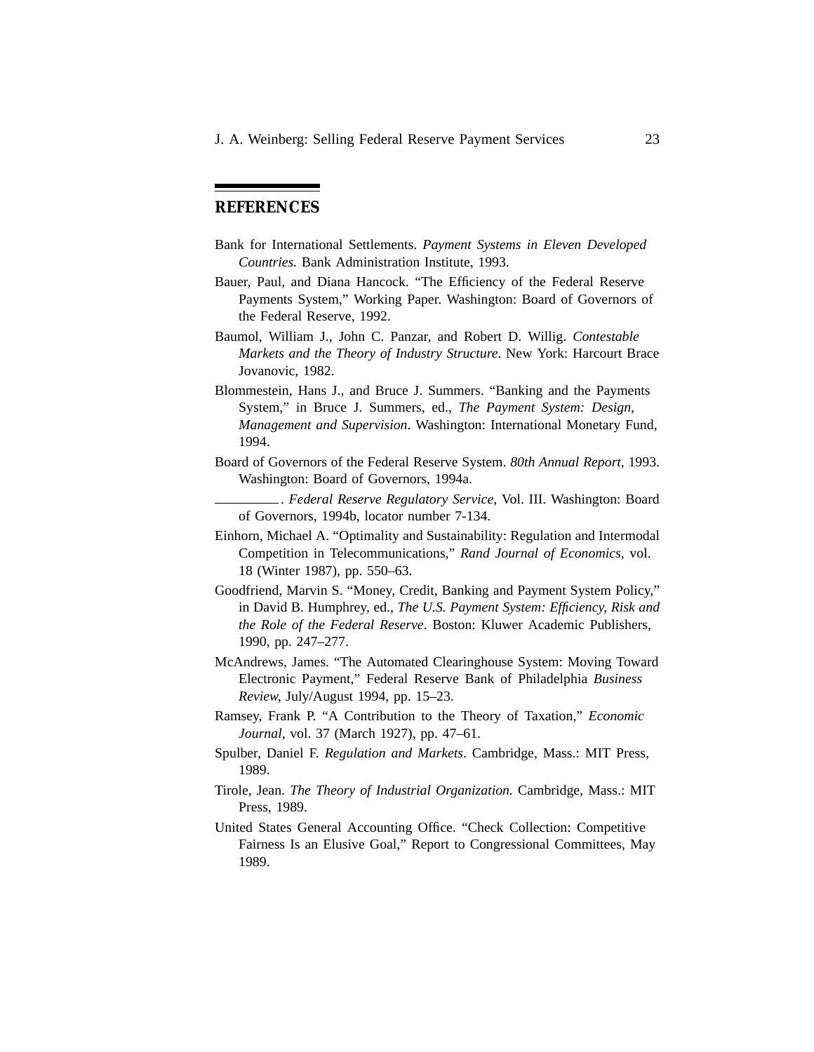## REFERENCES

Bank for International Settlements. *Payment Systems in Eleven Developed Countries.* Bank Administration Institute, 1993.

Bauer, Paul, and Diana Hancock. "The Efficiency of the Federal Reserve Payments System," Working Paper. Washington: Board of Governors of the Federal Reserve, 1992.

Baumol, William J., John C. Panzar, and Robert D. Willig. *Contestable Markets and the Theory of Industry Structure*. New York: Harcourt Brace Jovanovic, 1982.

Blommestein, Hans J., and Bruce J. Summers. "Banking and the Payments System," in Bruce J. Summers, ed., *The Payment System: Design, Management and Supervision*. Washington: International Monetary Fund, 1994.

Board of Governors of the Federal Reserve System. *80th Annual Report*, 1993. Washington: Board of Governors, 1994a.

\_\_\_\_\_\_\_\_\_\_. *Federal Reserve Regulatory Service*, Vol. III. Washington: Board of Governors, 1994b, locator number 7-134.

Einhorn, Michael A. "Optimality and Sustainability: Regulation and Intermodal Competition in Telecommunications," *Rand Journal of Economics*, vol. 18 (Winter 1987), pp. 550–63.

Goodfriend, Marvin S. "Money, Credit, Banking and Payment System Policy," in David B. Humphrey, ed., *The U.S. Payment System: Efficiency, Risk and the Role of the Federal Reserve*. Boston: Kluwer Academic Publishers, 1990, pp. 247–277.

McAndrews, James. "The Automated Clearinghouse System: Moving Toward Electronic Payment," Federal Reserve Bank of Philadelphia *Business Review*, July/August 1994, pp. 15–23.

Ramsey, Frank P. "A Contribution to the Theory of Taxation," *Economic Journal*, vol. 37 (March 1927), pp. 47–61.

Spulber, Daniel F. *Regulation and Markets*. Cambridge, Mass.: MIT Press, 1989.

Tirole, Jean. *The Theory of Industrial Organization.* Cambridge, Mass.: MIT Press, 1989.

United States General Accounting Office. "Check Collection: Competitive Fairness Is an Elusive Goal," Report to Congressional Committees, May 1989.